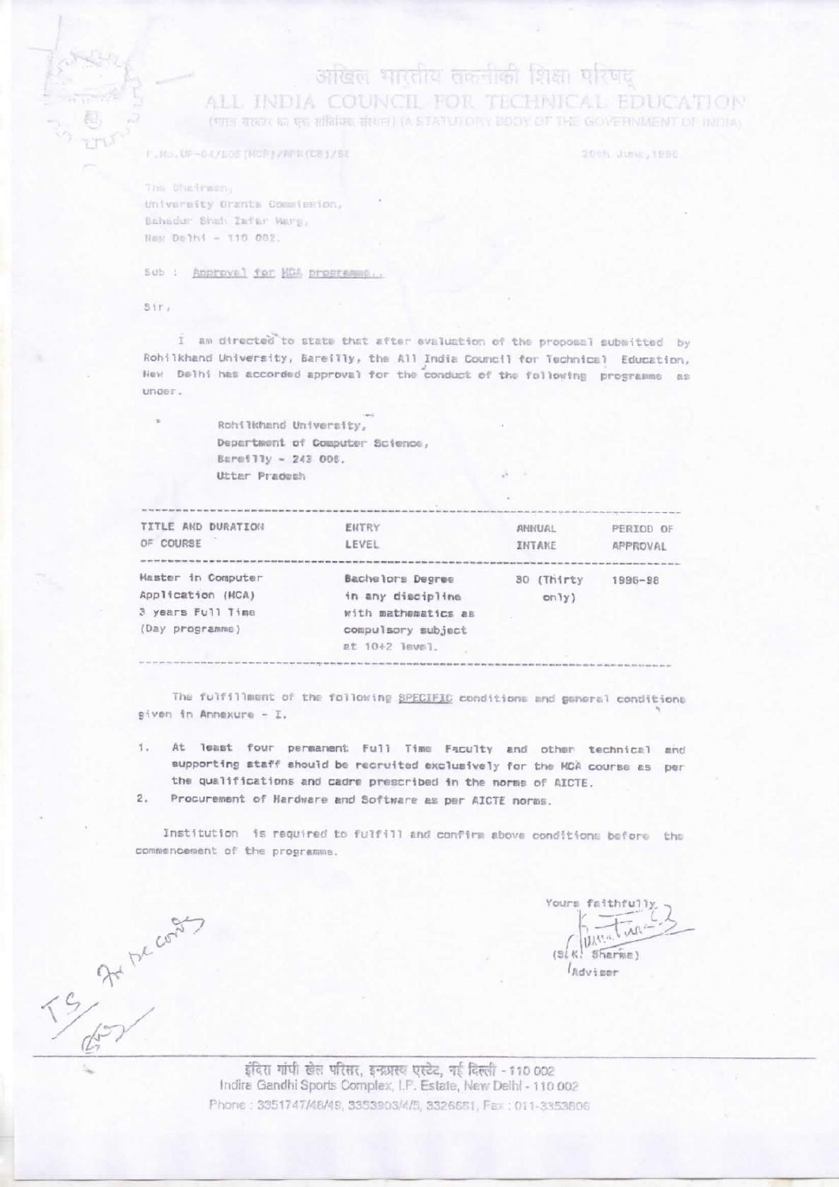# अखिल भारतीय तकनीकी शिक्षा परिषद्
# ALL INDIA COUNCIL FOR TECHNICAL EDUCATION

(भारत सरकार का एक सांविधिक संस्थान) (A STATUTORY BODY OF THE GOVERNMENT OF INDIA)

F.No.UP-04/EOS(MCP)/MFR(CE)/98 — 20th June, 1996

The Chairman,
University Grants Commission,
Bahadur Shah Zafar Marg,
New Delhi - 110 002.

Sub : Approval for MCA programme..

Sir,

I am directed to state that after evaluation of the proposal submitted by Rohilkhand University, Bareilly, the All India Council for Technical Education, New Delhi has accorded approval for the conduct of the following programme as under.

Rohilkhand University,
Department of Computer Science,
Bareilly - 243 006.
Utter Pradesh

| TITLE AND DURATION OF COURSE | ENTRY LEVEL | ANNUAL INTAKE | PERIOD OF APPROVAL |
|---|---|---|---|
| Master in Computer Application (MCA) 3 years Full Time (Day programme) | Bachelors Degree in any discipline with mathematics as compulsory subject at 10+2 level. | 30 (Thirty only) | 1996-98 |

The fulfillment of the following SPECIFIC conditions and general conditions given in Annexure - I.

1. At least four permanent Full Time Faculty and other technical and supporting staff should be recruited exclusively for the MCA course as per the qualifications and cadre prescribed in the norms of AICTE.
2. Procurement of Hardware and Software as per AICTE norms.

Institution is required to fulfill and confirm above conditions before the commencement of the programme.

Yours faithfully,

(S.K. Sharma)
Adviser

TS for be cont

इंदिरा गांधी खेल परिसर, इन्द्रप्रस्थ एस्टेट, नई दिल्ली - 110 002
Indira Gandhi Sports Complex, I.P. Estate, New Delhi - 110 002
Phone : 3351747/48/49, 3353903/4/5, 3326851, Fax : 011-3353806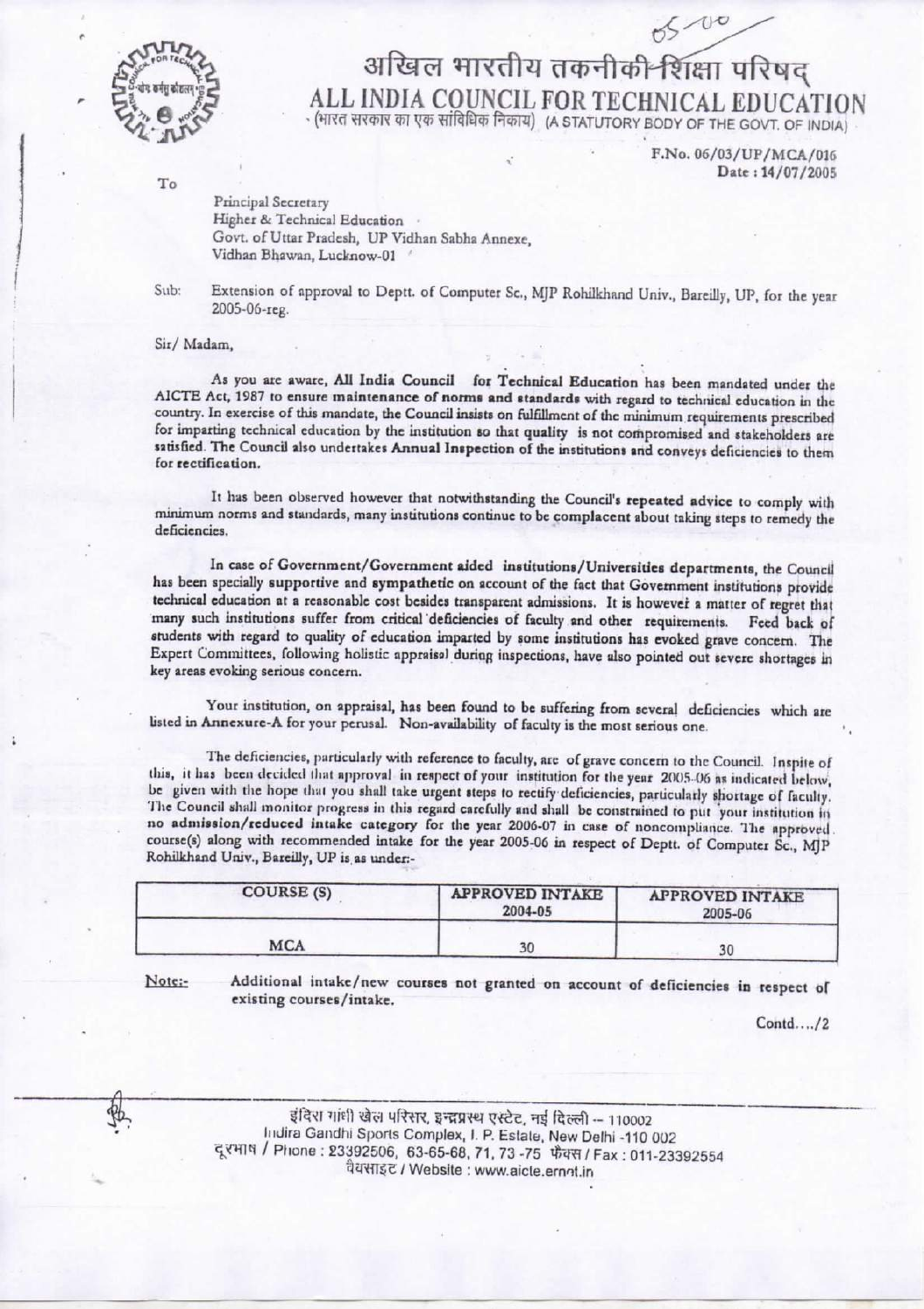# अखिल भारतीय तकनीकी शिक्षा परिषद्
# ALL INDIA COUNCIL FOR TECHNICAL EDUCATION

(भारत सरकार का एक सांविधिक निकाय) (A STATUTORY BODY OF THE GOVT. OF INDIA)

05-00

F.No. 06/03/UP/MCA/016
Date : 14/07/2005

To

Principal Secretary
Higher & Technical Education
Govt. of Uttar Pradesh, UP Vidhan Sabha Annexe,
Vidhan Bhawan, Lucknow-01

Sub: Extension of approval to Deptt. of Computer Sc., MJP Rohilkhand Univ., Bareilly, UP, for the year 2005-06-reg.

Sir/ Madam,

As you are aware, **All India Council for Technical Education** has been mandated under the AICTE Act, 1987 to ensure **maintenance of norms and standards** with regard to technical education in the country. In exercise of this mandate, the Council insists on fulfillment of the minimum requirements prescribed for imparting technical education by the institution so that quality is not compromised and stakeholders are satisfied. The Council also undertakes **Annual Inspection** of the institutions and conveys deficiencies to them for rectification.

It has been observed however that notwithstanding the Council's repeated advice to comply with minimum norms and standards, many institutions continue to be complacent about taking steps to remedy the deficiencies.

In case of Government/Government aided institutions/Universities departments, the Council has been specially supportive and sympathetic on account of the fact that Government institutions provide technical education at a reasonable cost besides transparent admissions. It is however a matter of regret that many such institutions suffer from critical deficiencies of faculty and other requirements. Feed back of students with regard to quality of education imparted by some institutions has evoked grave concern. The Expert Committees, following holistic appraisal during inspections, have also pointed out severe shortages in key areas evoking serious concern.

Your institution, on appraisal, has been found to be suffering from several deficiencies which are listed in Annexure-A for your perusal. Non-availability of faculty is the most serious one.

The deficiencies, particularly with reference to faculty, are of grave concern to the Council. Inspite of this, it has been decided that approval in respect of your institution for the year 2005-06 as indicated below, be given with the hope that you shall take urgent steps to rectify deficiencies, particularly shortage of faculty. The Council shall monitor progress in this regard carefully and shall be constrained to put your institution in **no admission/reduced intake** category for the year 2006-07 in case of noncompliance. The approved course(s) along with recommended intake for the year 2005-06 in respect of Deptt. of Computer Sc., MJP Rohilkhand Univ., Bareilly, UP is as under:-

| COURSE (S) | APPROVED INTAKE 2004-05 | APPROVED INTAKE 2005-06 |
|---|---|---|
| MCA | 30 | 30 |

Note:- Additional intake/new courses not granted on account of deficiencies in respect of existing courses/intake.

Contd..../2

इंदिरा गांधी खेल परिसर, इन्द्रप्रस्थ एस्टेट, नई दिल्ली -- 110002
Indira Gandhi Sports Complex, I. P. Estate, New Delhi -110 002
दूरभाष / Phone : 23392506, 63-65-68, 71, 73 -75 फैक्स / Fax : 011-23392554
वेबसाइट / Website : www.aicte.ernet.in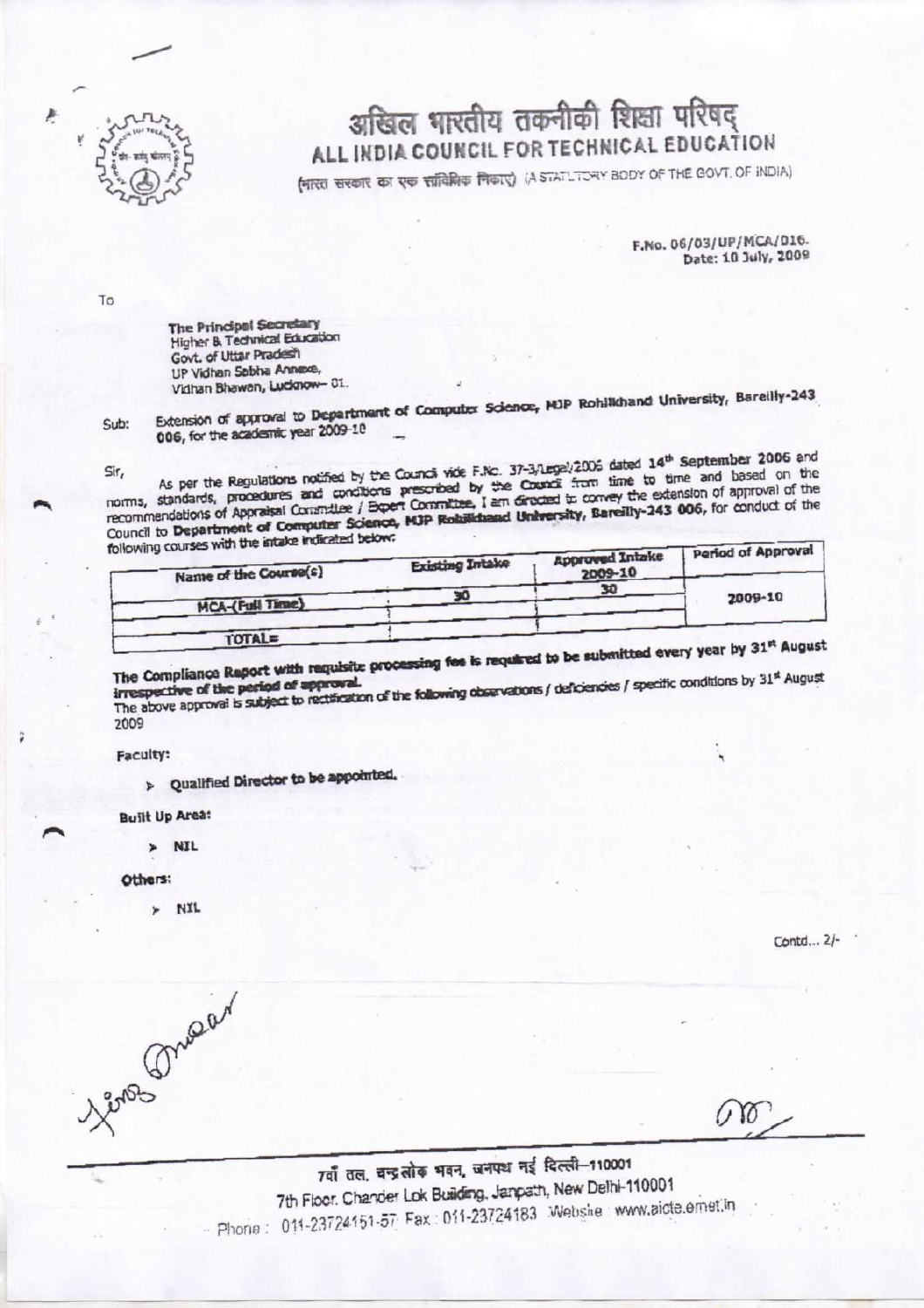# अखिल भारतीय तकनीकी शिक्षा परिषद्
## ALL INDIA COUNCIL FOR TECHNICAL EDUCATION

(भारत सरकार का एक सांविधिक निकाय) (A STATUTORY BODY OF THE GOVT. OF INDIA)

F.No. 06/03/UP/MCA/016.
Date: 10 July, 2009

To

The Principal Secretary
Higher & Technical Education
Govt. of Uttar Pradesh
UP Vidhan Sabha Annexe,
Vidhan Bhawan, Lucknow- 01.

Sub: Extension of approval to Department of Computer Science, MJP Rohilkhand University, Bareilly-243 006, for the academic year 2009-10

Sir,

As per the Regulations notified by the Council vide F.No. 37-3/Legal/2006 dated 14th September 2006 and norms, standards, procedures and conditions prescribed by the Council from time to time and based on the recommendations of Appraisal Committee / Expert Committee, I am directed to convey the extension of approval of the Council to **Department of Computer Science, MJP Rohilkhand University, Bareilly-243 006**, for conduct of the following courses with the intake indicated below:

| Name of the Course(s) | Existing Intake | Approved Intake 2009-10 | Period of Approval |
|---|---|---|---|
| MCA-(Full Time) | 30 | 30 | 2009-10 |
| TOTAL= | | | |

**The Compliance Report with requisite processing fee is required to be submitted every year by 31st August irrespective of the period of approval.**

The above approval is subject to rectification of the following observations / deficiencies / specific conditions by 31st August 2009

**Faculty:**

- **Qualified Director to be appointed.**

**Built Up Area:**

- **NIL**

**Others:**

- **NIL**

Contd... 2/-

7वाँ तल, चन्द्रलोक भवन, जनपथ नई दिल्ली–110001
7th Floor, Chander Lok Building, Janpath, New Delhi-110001
Phone: 011-23724151-57 Fax: 011-23724183 Website: www.aicte.ernet.in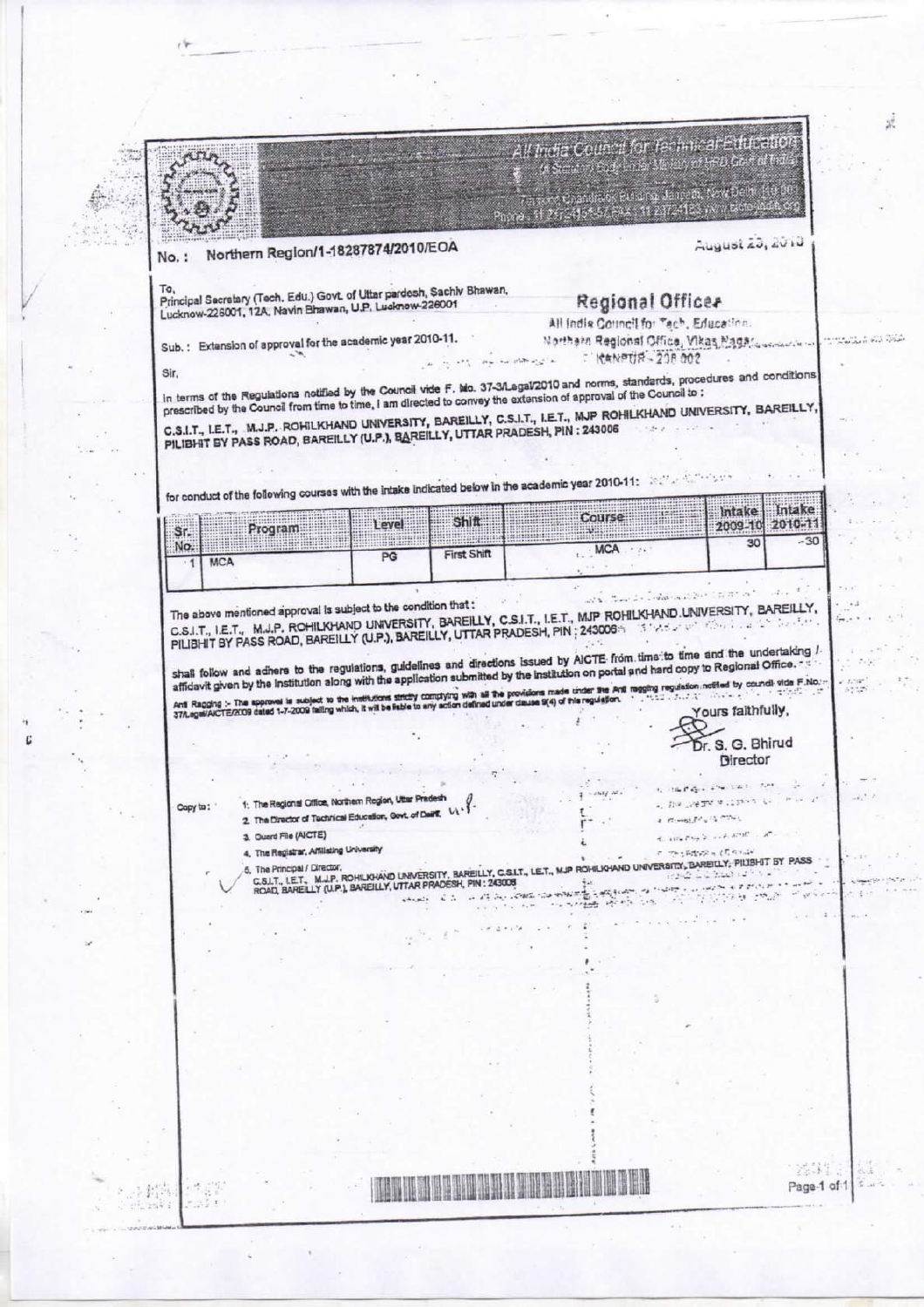All India Council for Technical Education
(A Statutory Body under Ministry of HRD, Govt. of India)

No. : Northern Region/1-18287874/2010/EOA

August 23, 2010

To,
Principal Secretary (Tech. Edu.) Govt. of Uttar pardesh, Sachiv Bhawan, Lucknow-226001, 12A, Navin Bhawan, U.P. Lucknow-226001

**Regional Officer**
All India Council for Tech. Education
Northern Regional Office, Vikas Nagar
KANPUR - 208 002

Sub. : Extension of approval for the academic year 2010-11.

Sir,

In terms of the Regulations notified by the Council vide F. No. 37-3/Legal/2010 and norms, standards, procedures and conditions prescribed by the Council from time to time, I am directed to convey the extension of approval of the Council to ;

C.S.I.T., I.E.T., M.J.P. ROHILKHAND UNIVERSITY, BAREILLY, C.S.I.T., I.E.T., MJP ROHILKHAND UNIVERSITY, BAREILLY, PILIBHIT BY PASS ROAD, BAREILLY (U.P.), BAREILLY, UTTAR PRADESH, PIN : 243006

for conduct of the following courses with the intake indicated below in the academic year 2010-11:

| Sr. No. | Program | Level | Shift | Course | Intake 2009-10 | Intake 2010-11 |
|---|---|---|---|---|---|---|
| 1 | MCA | PG | First Shift | MCA | 30 | 30 |

The above mentioned approval is subject to the condition that :

C.S.I.T., I.E.T., M.J.P. ROHILKHAND UNIVERSITY, BAREILLY, C.S.I.T., I.E.T., MJP ROHILKHAND UNIVERSITY, BAREILLY, PILIBHIT BY PASS ROAD, BAREILLY (U.P.), BAREILLY, UTTAR PRADESH, PIN : 243006

shall follow and adhere to the regulations, guidelines and directions issued by AICTE from time to time and the undertaking / affidavit given by the institution along with the application submitted by the institution on portal and hard copy to Regional Office.

Anti Ragging :- The approval is subject to the institutions strictly complying with all the provisions made under the Anti ragging regulation notified by council vide F.No. 37/Legal/AICTE/2009 dated 1-7-2009 failing which, it will be liable to any action defined under clause 9(4) of this regulation.

Yours faithfully,

Dr. S. G. Bhirud
Director

Copy to :

1. The Regional Office, Northern Region, Uttar Pradesh
2. The Director of Technical Education, Govt. of Delhi
3. Guard File (AICTE)
4. The Registrar, Affiliating University
5. The Principal / Director, C.S.I.T., I.E.T., M.J.P. ROHILKHAND UNIVERSITY, BAREILLY, C.S.I.T., I.E.T., MJP ROHILKHAND UNIVERSITY, BAREILLY, PILIBHIT BY PASS ROAD, BAREILLY (U.P.), BAREILLY, UTTAR PRADESH, PIN : 243006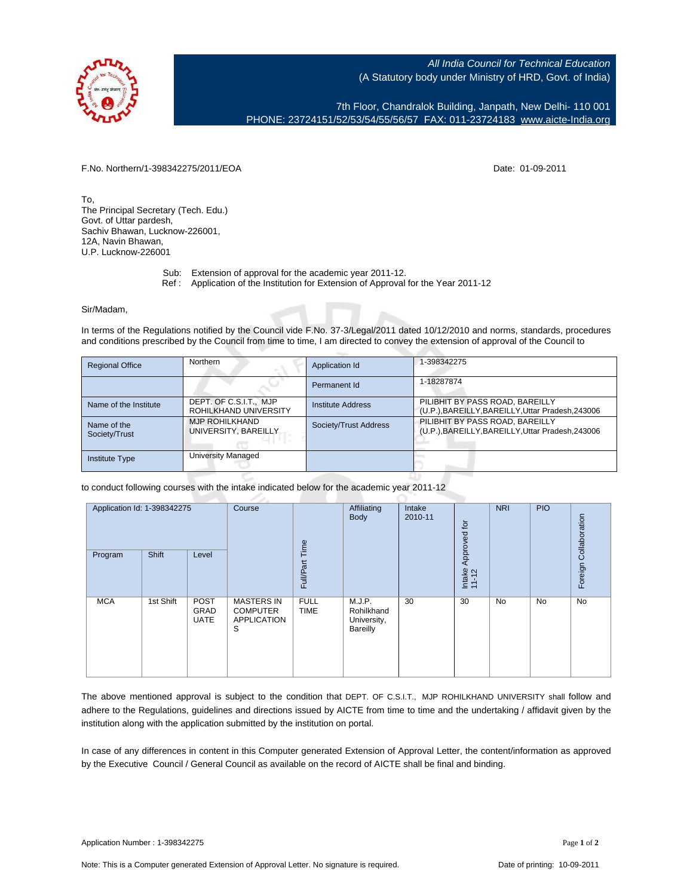*All India Council for Technical Education*
(A Statutory body under Ministry of HRD, Govt. of India)

7th Floor, Chandralok Building, Janpath, New Delhi- 110 001
PHONE: 23724151/52/53/54/55/56/57 FAX: 011-23724183 www.aicte-India.org

F.No. Northern/1-398342275/2011/EOA

Date: 01-09-2011

To,
The Principal Secretary (Tech. Edu.)
Govt. of Uttar pardesh,
Sachiv Bhawan, Lucknow-226001,
12A, Navin Bhawan,
U.P. Lucknow-226001

Sub: Extension of approval for the academic year 2011-12.
Ref : Application of the Institution for Extension of Approval for the Year 2011-12

Sir/Madam,

In terms of the Regulations notified by the Council vide F.No. 37-3/Legal/2011 dated 10/12/2010 and norms, standards, procedures and conditions prescribed by the Council from time to time, I am directed to convey the extension of approval of the Council to

| Regional Office | Northern | Application Id | 1-398342275 |
|---|---|---|---|
| | | Permanent Id | 1-18287874 |
| Name of the Institute | DEPT. OF C.S.I.T., MJP ROHILKHAND UNIVERSITY | Institute Address | PILIBHIT BY PASS ROAD, BAREILLY (U.P.),BAREILLY,BAREILLY,Uttar Pradesh,243006 |
| Name of the Society/Trust | MJP ROHILKHAND UNIVERSITY, BAREILLY | Society/Trust Address | PILIBHIT BY PASS ROAD, BAREILLY (U.P.),BAREILLY,BAREILLY,Uttar Pradesh,243006 |
| Institute Type | University Managed | | |

to conduct following courses with the intake indicated below for the academic year 2011-12

| Application Id: 1-398342275 | | | Course | Full/Part Time | Affiliating Body | Intake 2010-11 | Intake Approved for 11-12 | NRI | PIO | Foreign Collaboration |
|---|---|---|---|---|---|---|---|---|---|---|
| Program | Shift | Level | | | | | | | | |
| MCA | 1st Shift | POST GRADUATE | MASTERS IN COMPUTER APPLICATIONS | FULL TIME | M.J.P. Rohilkhand University, Bareilly | 30 | 30 | No | No | No |

The above mentioned approval is subject to the condition that DEPT. OF C.S.I.T., MJP ROHILKHAND UNIVERSITY shall follow and adhere to the Regulations, guidelines and directions issued by AICTE from time to time and the undertaking / affidavit given by the institution along with the application submitted by the institution on portal.

In case of any differences in content in this Computer generated Extension of Approval Letter, the content/information as approved by the Executive Council / General Council as available on the record of AICTE shall be final and binding.

Application Number : 1-398342275

Note: This is a Computer generated Extension of Approval Letter. No signature is required.

Date of printing: 10-09-2011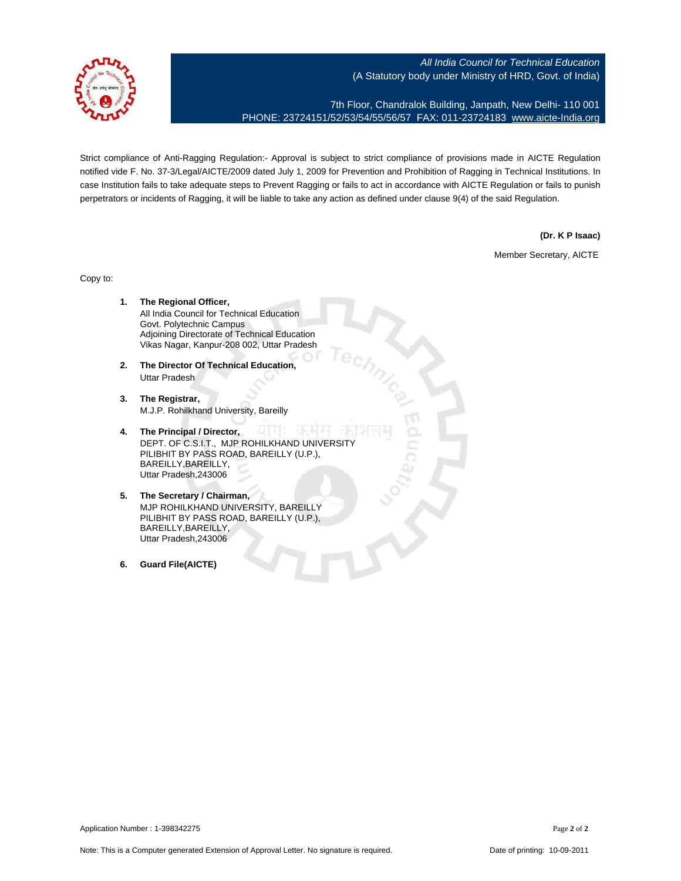*All India Council for Technical Education*
(A Statutory body under Ministry of HRD, Govt. of India)

7th Floor, Chandralok Building, Janpath, New Delhi- 110 001
PHONE: 23724151/52/53/54/55/56/57 FAX: 011-23724183 www.aicte-India.org

Strict compliance of Anti-Ragging Regulation:- Approval is subject to strict compliance of provisions made in AICTE Regulation notified vide F. No. 37-3/Legal/AICTE/2009 dated July 1, 2009 for Prevention and Prohibition of Ragging in Technical Institutions. In case Institution fails to take adequate steps to Prevent Ragging or fails to act in accordance with AICTE Regulation or fails to punish perpetrators or incidents of Ragging, it will be liable to take any action as defined under clause 9(4) of the said Regulation.

**(Dr. K P Isaac)**

Member Secretary, AICTE

Copy to:

1. **The Regional Officer,**
   All India Council for Technical Education
   Govt. Polytechnic Campus
   Adjoining Directorate of Technical Education
   Vikas Nagar, Kanpur-208 002, Uttar Pradesh

2. **The Director Of Technical Education,**
   Uttar Pradesh

3. **The Registrar,**
   M.J.P. Rohilkhand University, Bareilly

4. **The Principal / Director,**
   DEPT. OF C.S.I.T., MJP ROHILKHAND UNIVERSITY
   PILIBHIT BY PASS ROAD, BAREILLY (U.P.),
   BAREILLY,BAREILLY,
   Uttar Pradesh,243006

5. **The Secretary / Chairman,**
   MJP ROHILKHAND UNIVERSITY, BAREILLY
   PILIBHIT BY PASS ROAD, BAREILLY (U.P.),
   BAREILLY,BAREILLY,
   Uttar Pradesh,243006

6. **Guard File(AICTE)**

Application Number : 1-398342275

Note: This is a Computer generated Extension of Approval Letter. No signature is required.

Date of printing: 10-09-2011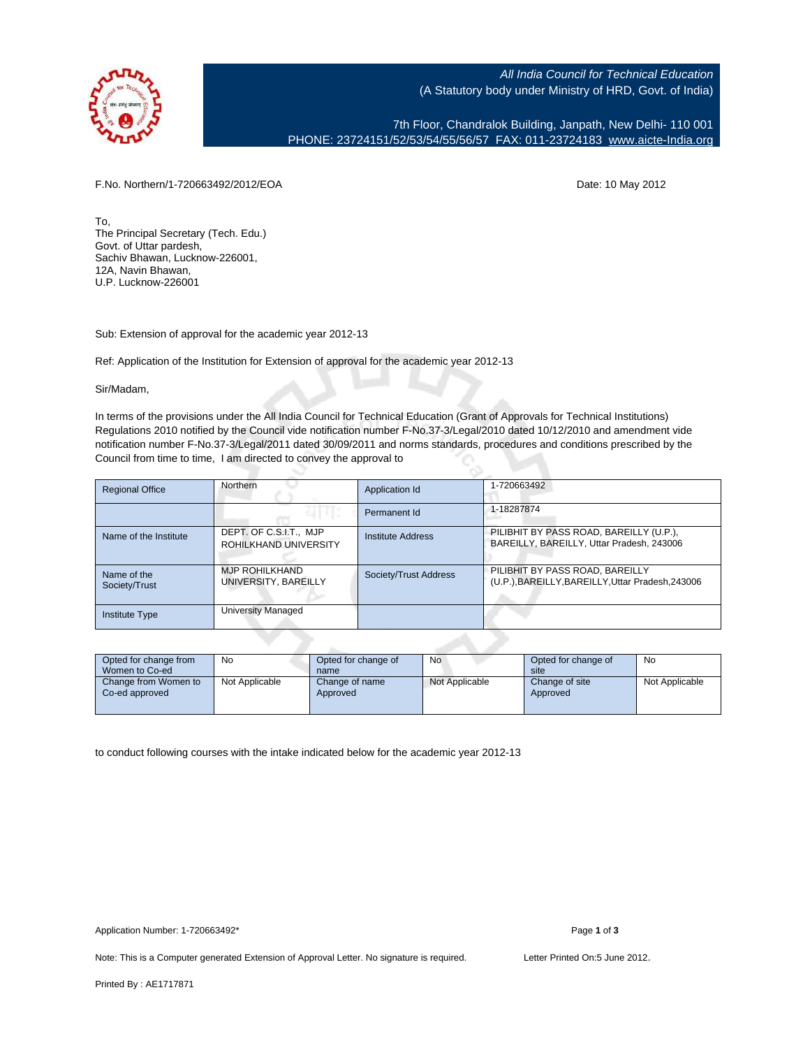All India Council for Technical Education
(A Statutory body under Ministry of HRD, Govt. of India)

7th Floor, Chandralok Building, Janpath, New Delhi- 110 001
PHONE: 23724151/52/53/54/55/56/57 FAX: 011-23724183 www.aicte-India.org

F.No. Northern/1-720663492/2012/EOA

Date: 10 May 2012

To,
The Principal Secretary (Tech. Edu.)
Govt. of Uttar pardesh,
Sachiv Bhawan, Lucknow-226001,
12A, Navin Bhawan,
U.P. Lucknow-226001

Sub: Extension of approval for the academic year 2012-13

Ref: Application of the Institution for Extension of approval for the academic year 2012-13

Sir/Madam,

In terms of the provisions under the All India Council for Technical Education (Grant of Approvals for Technical Institutions) Regulations 2010 notified by the Council vide notification number F-No.37-3/Legal/2010 dated 10/12/2010 and amendment vide notification number F-No.37-3/Legal/2011 dated 30/09/2011 and norms standards, procedures and conditions prescribed by the Council from time to time, I am directed to convey the approval to

| Regional Office | Northern | Application Id | 1-720663492 |
|---|---|---|---|
| | | Permanent Id | 1-18287874 |
| Name of the Institute | DEPT. OF C.S.I.T., MJP ROHILKHAND UNIVERSITY | Institute Address | PILIBHIT BY PASS ROAD, BAREILLY (U.P.), BAREILLY, BAREILLY, Uttar Pradesh, 243006 |
| Name of the Society/Trust | MJP ROHILKHAND UNIVERSITY, BAREILLY | Society/Trust Address | PILIBHIT BY PASS ROAD, BAREILLY (U.P.),BAREILLY,BAREILLY,Uttar Pradesh,243006 |
| Institute Type | University Managed | | |

| Opted for change from Women to Co-ed | No | Opted for change of name | No | Opted for change of site | No |
|---|---|---|---|---|---|
| Change from Women to Co-ed approved | Not Applicable | Change of name Approved | Not Applicable | Change of site Approved | Not Applicable |

to conduct following courses with the intake indicated below for the academic year 2012-13

Application Number: 1-720663492*

Note: This is a Computer generated Extension of Approval Letter. No signature is required.

Letter Printed On:5 June 2012.

Printed By : AE1717871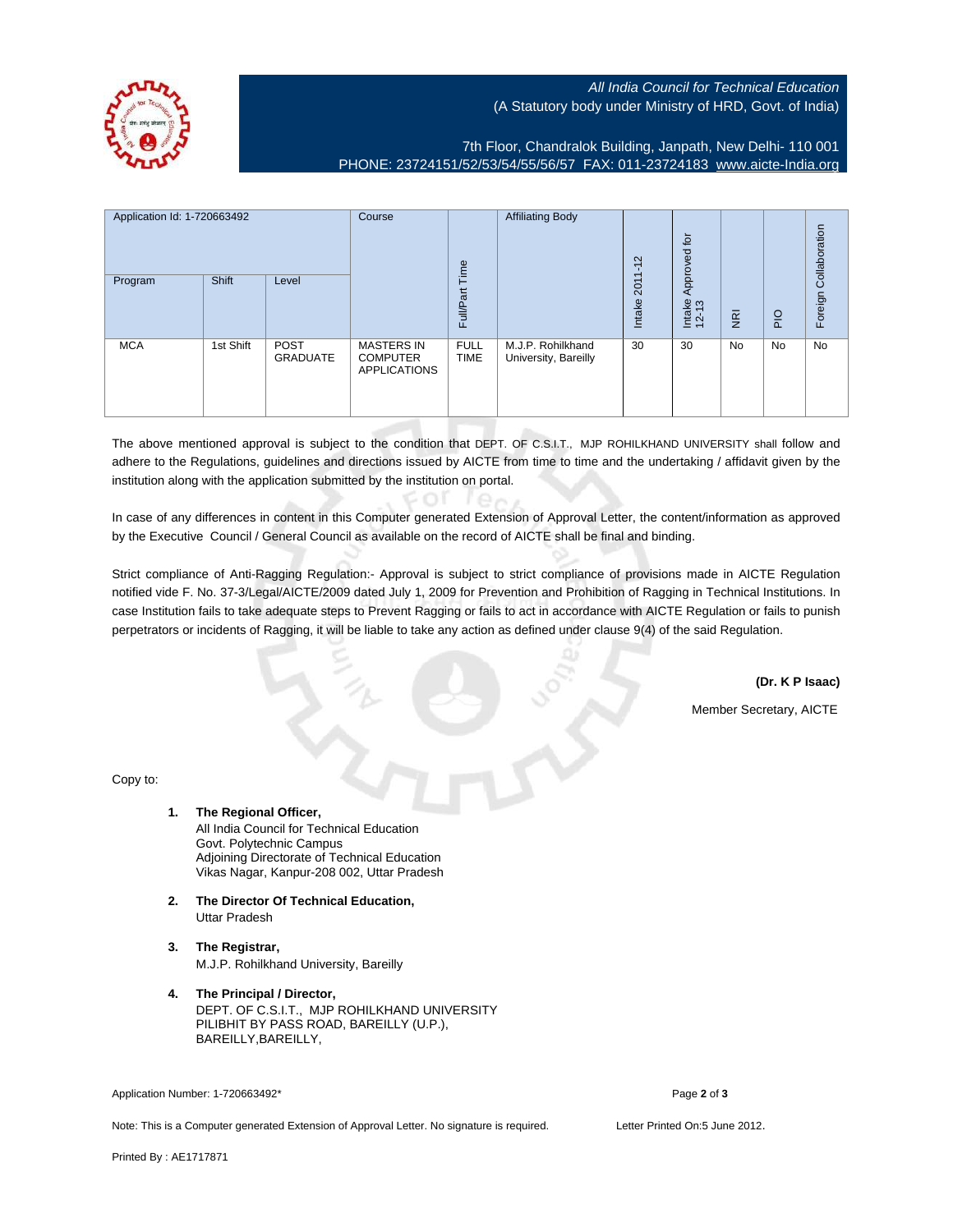All India Council for Technical Education
(A Statutory body under Ministry of HRD, Govt. of India)

7th Floor, Chandralok Building, Janpath, New Delhi- 110 001
PHONE: 23724151/52/53/54/55/56/57 FAX: 011-23724183 www.aicte-India.org

| Application Id: 1-720663492 | | | Course | Full/Part Time | Affiliating Body | Intake 2011-12 | Intake Approved for 12-13 | NRI | PIO | Foreign Collaboration |
|---|---|---|---|---|---|---|---|---|---|---|
| Program | Shift | Level | | | | | | | | |
| MCA | 1st Shift | POST GRADUATE | MASTERS IN COMPUTER APPLICATIONS | FULL TIME | M.J.P. Rohilkhand University, Bareilly | 30 | 30 | No | No | No |

The above mentioned approval is subject to the condition that DEPT. OF C.S.I.T., MJP ROHILKHAND UNIVERSITY shall follow and adhere to the Regulations, guidelines and directions issued by AICTE from time to time and the undertaking / affidavit given by the institution along with the application submitted by the institution on portal.

In case of any differences in content in this Computer generated Extension of Approval Letter, the content/information as approved by the Executive Council / General Council as available on the record of AICTE shall be final and binding.

Strict compliance of Anti-Ragging Regulation:- Approval is subject to strict compliance of provisions made in AICTE Regulation notified vide F. No. 37-3/Legal/AICTE/2009 dated July 1, 2009 for Prevention and Prohibition of Ragging in Technical Institutions. In case Institution fails to take adequate steps to Prevent Ragging or fails to act in accordance with AICTE Regulation or fails to punish perpetrators or incidents of Ragging, it will be liable to take any action as defined under clause 9(4) of the said Regulation.

**(Dr. K P Isaac)**

Member Secretary, AICTE

Copy to:

1. **The Regional Officer,**
   All India Council for Technical Education
   Govt. Polytechnic Campus
   Adjoining Directorate of Technical Education
   Vikas Nagar, Kanpur-208 002, Uttar Pradesh
2. **The Director Of Technical Education,**
   Uttar Pradesh
3. **The Registrar,**
   M.J.P. Rohilkhand University, Bareilly
4. **The Principal / Director,**
   DEPT. OF C.S.I.T., MJP ROHILKHAND UNIVERSITY
   PILIBHIT BY PASS ROAD, BAREILLY (U.P.),
   BAREILLY,BAREILLY,

Application Number: 1-720663492*

Note: This is a Computer generated Extension of Approval Letter. No signature is required.

Letter Printed On:5 June 2012.

Printed By : AE1717871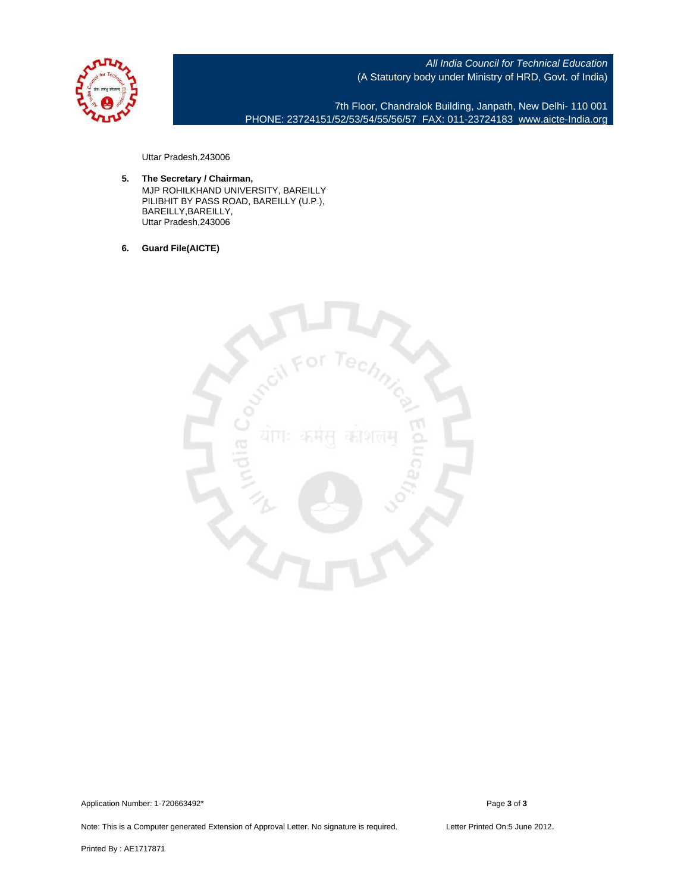Uttar Pradesh,243006

5. **The Secretary / Chairman,**
   MJP ROHILKHAND UNIVERSITY, BAREILLY
   PILIBHIT BY PASS ROAD, BAREILLY (U.P.),
   BAREILLY,BAREILLY,
   Uttar Pradesh,243006

6. **Guard File(AICTE)**

Application Number: 1-720663492*

Note: This is a Computer generated Extension of Approval Letter. No signature is required.

Letter Printed On:5 June 2012.

Printed By : AE1717871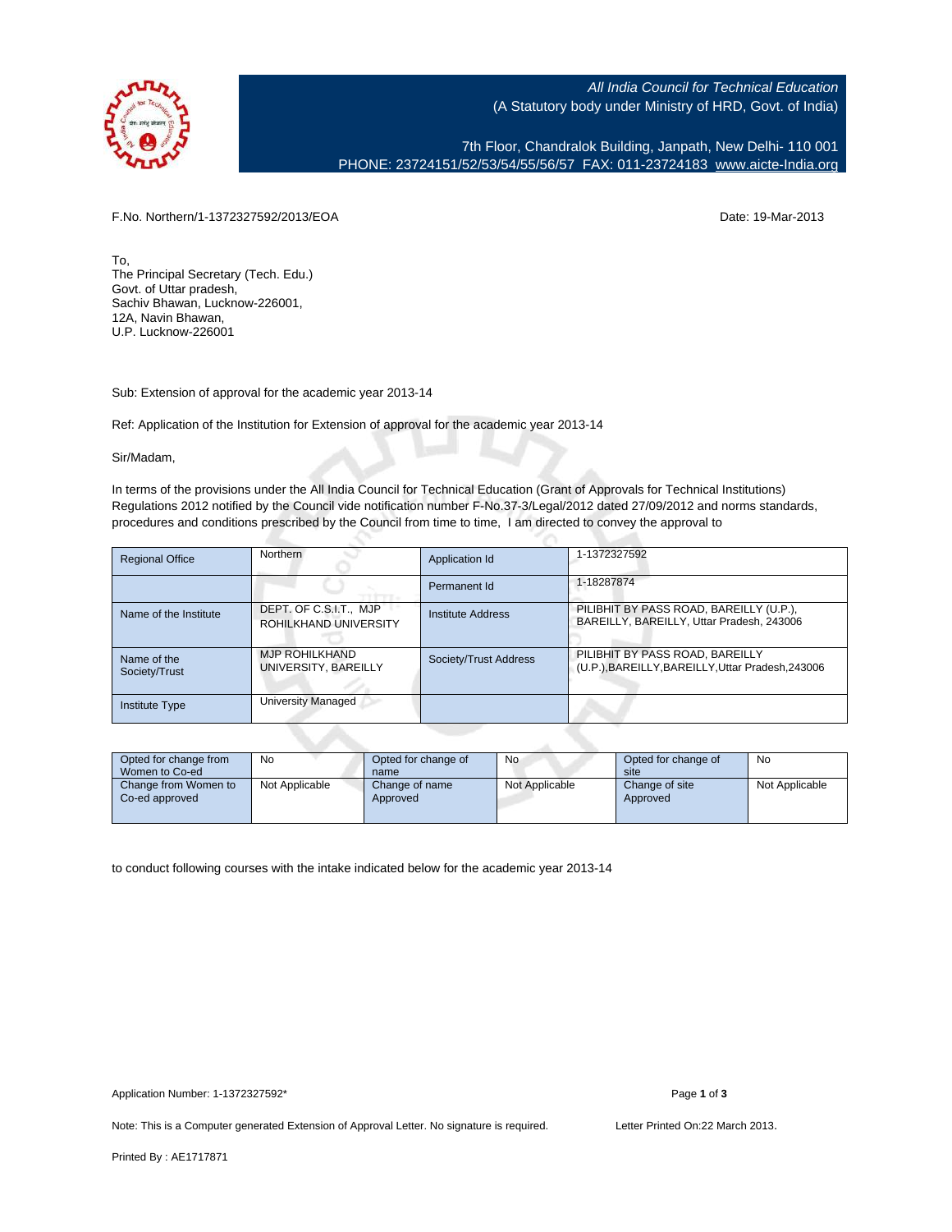All India Council for Technical Education
(A Statutory body under Ministry of HRD, Govt. of India)

7th Floor, Chandralok Building, Janpath, New Delhi- 110 001
PHONE: 23724151/52/53/54/55/56/57 FAX: 011-23724183 www.aicte-India.org

F.No. Northern/1-1372327592/2013/EOA

Date: 19-Mar-2013

To,
The Principal Secretary (Tech. Edu.)
Govt. of Uttar pradesh,
Sachiv Bhawan, Lucknow-226001,
12A, Navin Bhawan,
U.P. Lucknow-226001

Sub: Extension of approval for the academic year 2013-14

Ref: Application of the Institution for Extension of approval for the academic year 2013-14

Sir/Madam,

In terms of the provisions under the All India Council for Technical Education (Grant of Approvals for Technical Institutions) Regulations 2012 notified by the Council vide notification number F-No.37-3/Legal/2012 dated 27/09/2012 and norms standards, procedures and conditions prescribed by the Council from time to time, I am directed to convey the approval to

| Regional Office | Northern | Application Id | 1-1372327592 |
|---|---|---|---|
| | | Permanent Id | 1-18287874 |
| Name of the Institute | DEPT. OF C.S.I.T., MJP ROHILKHAND UNIVERSITY | Institute Address | PILIBHIT BY PASS ROAD, BAREILLY (U.P.), BAREILLY, BAREILLY, Uttar Pradesh, 243006 |
| Name of the Society/Trust | MJP ROHILKHAND UNIVERSITY, BAREILLY | Society/Trust Address | PILIBHIT BY PASS ROAD, BAREILLY (U.P.),BAREILLY,BAREILLY,Uttar Pradesh,243006 |
| Institute Type | University Managed | | |

| Opted for change from Women to Co-ed | No | Opted for change of name | No | Opted for change of site | No |
|---|---|---|---|---|---|
| Change from Women to Co-ed approved | Not Applicable | Change of name Approved | Not Applicable | Change of site Approved | Not Applicable |

to conduct following courses with the intake indicated below for the academic year 2013-14

Application Number: 1-1372327592*

Note: This is a Computer generated Extension of Approval Letter. No signature is required.

Letter Printed On:22 March 2013.

Printed By : AE1717871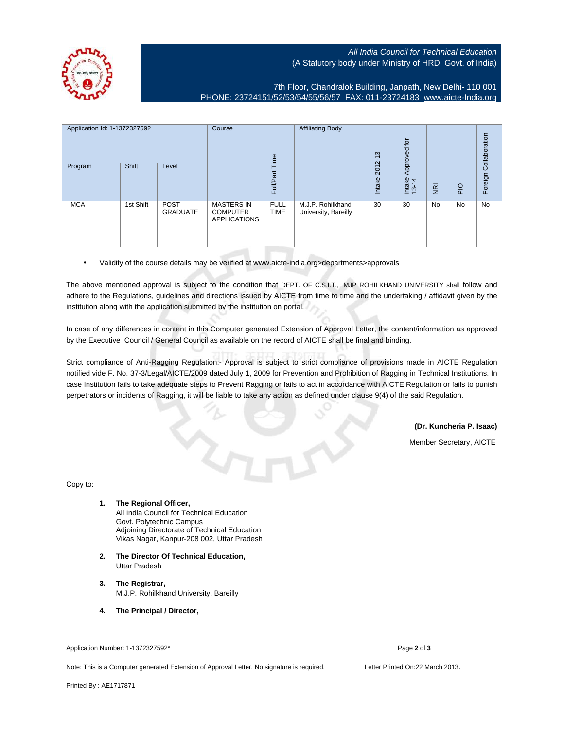All India Council for Technical Education
(A Statutory body under Ministry of HRD, Govt. of India)

7th Floor, Chandralok Building, Janpath, New Delhi- 110 001
PHONE: 23724151/52/53/54/55/56/57 FAX: 011-23724183 www.aicte-India.org

| Application Id: 1-1372327592 | | | Course | Full/Part Time | Affiliating Body | Intake 2012-13 | Intake Approved for 13-14 | NRI | PIO | Foreign Collaboration |
|---|---|---|---|---|---|---|---|---|---|---|
| Program | Shift | Level | | | | | | | | |
| MCA | 1st Shift | POST GRADUATE | MASTERS IN COMPUTER APPLICATIONS | FULL TIME | M.J.P. Rohilkhand University, Bareilly | 30 | 30 | No | No | No |

- Validity of the course details may be verified at www.aicte-india.org>departments>approvals

The above mentioned approval is subject to the condition that DEPT. OF C.S.I.T., MJP ROHILKHAND UNIVERSITY shall follow and adhere to the Regulations, guidelines and directions issued by AICTE from time to time and the undertaking / affidavit given by the institution along with the application submitted by the institution on portal.

In case of any differences in content in this Computer generated Extension of Approval Letter, the content/information as approved by the Executive Council / General Council as available on the record of AICTE shall be final and binding.

Strict compliance of Anti-Ragging Regulation:- Approval is subject to strict compliance of provisions made in AICTE Regulation notified vide F. No. 37-3/Legal/AICTE/2009 dated July 1, 2009 for Prevention and Prohibition of Ragging in Technical Institutions. In case Institution fails to take adequate steps to Prevent Ragging or fails to act in accordance with AICTE Regulation or fails to punish perpetrators or incidents of Ragging, it will be liable to take any action as defined under clause 9(4) of the said Regulation.

**(Dr. Kuncheria P. Isaac)**

Member Secretary, AICTE

Copy to:

1. **The Regional Officer,**
   All India Council for Technical Education
   Govt. Polytechnic Campus
   Adjoining Directorate of Technical Education
   Vikas Nagar, Kanpur-208 002, Uttar Pradesh

2. **The Director Of Technical Education,**
   Uttar Pradesh

3. **The Registrar,**
   M.J.P. Rohilkhand University, Bareilly

4. **The Principal / Director,**

Application Number: 1-1372327592*

Note: This is a Computer generated Extension of Approval Letter. No signature is required.

Letter Printed On:22 March 2013.

Printed By : AE1717871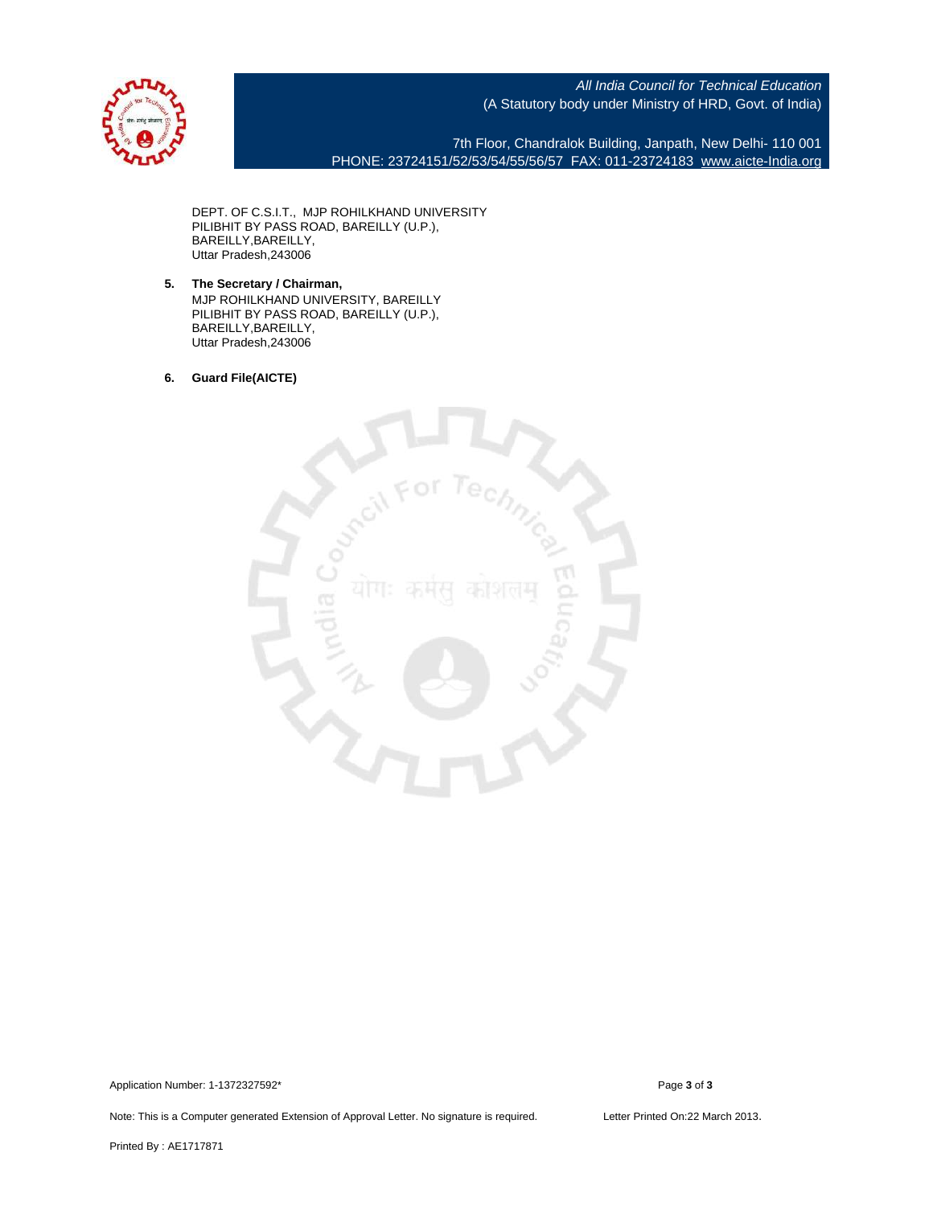DEPT. OF C.S.I.T., MJP ROHILKHAND UNIVERSITY
PILIBHIT BY PASS ROAD, BAREILLY (U.P.),
BAREILLY,BAREILLY,
Uttar Pradesh,243006

5. **The Secretary / Chairman,**
   MJP ROHILKHAND UNIVERSITY, BAREILLY
   PILIBHIT BY PASS ROAD, BAREILLY (U.P.),
   BAREILLY,BAREILLY,
   Uttar Pradesh,243006

6. **Guard File(AICTE)**

Application Number: 1-1372327592*

Note: This is a Computer generated Extension of Approval Letter. No signature is required.

Letter Printed On:22 March 2013.

Printed By : AE1717871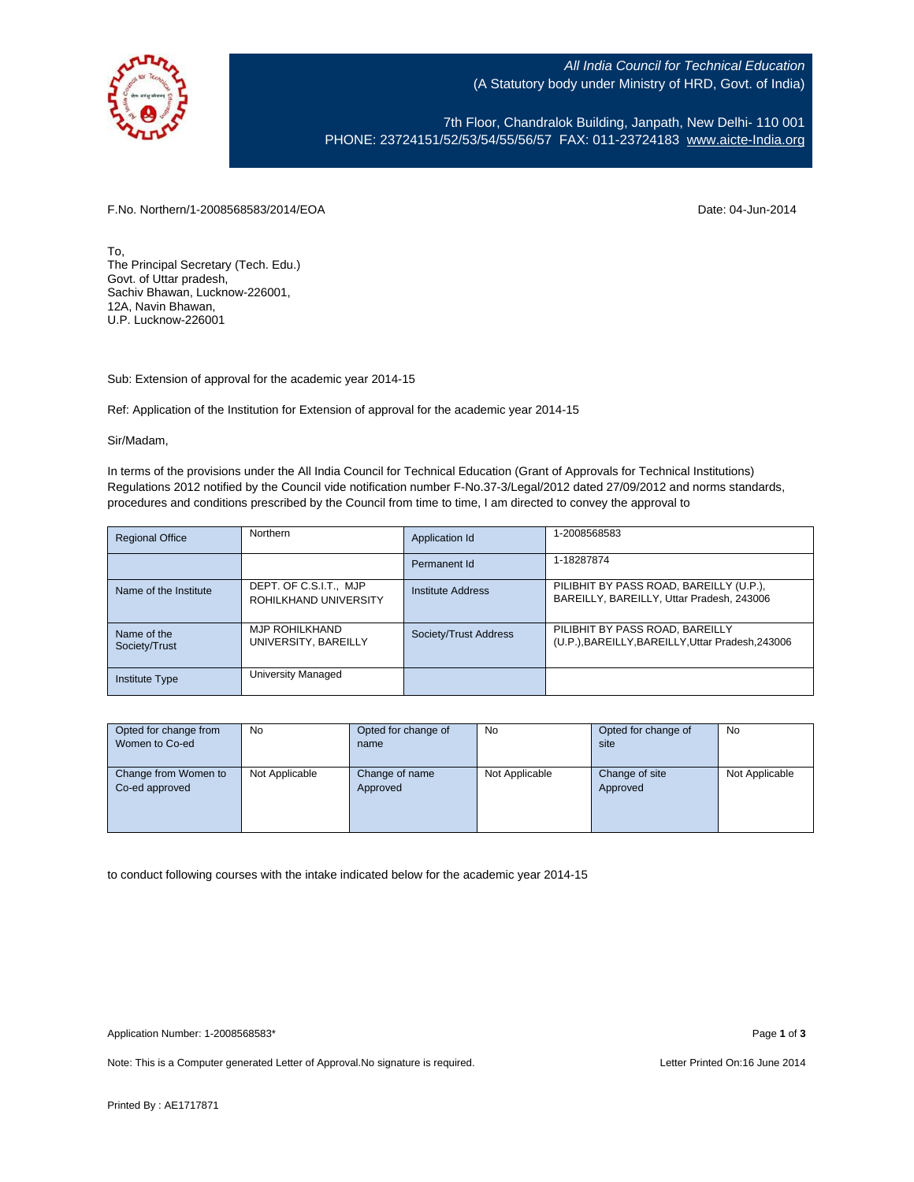All India Council for Technical Education
(A Statutory body under Ministry of HRD, Govt. of India)

7th Floor, Chandralok Building, Janpath, New Delhi- 110 001
PHONE: 23724151/52/53/54/55/56/57 FAX: 011-23724183 www.aicte-India.org

F.No. Northern/1-2008568583/2014/EOA

Date: 04-Jun-2014

To,
The Principal Secretary (Tech. Edu.)
Govt. of Uttar pradesh,
Sachiv Bhawan, Lucknow-226001,
12A, Navin Bhawan,
U.P. Lucknow-226001

Sub: Extension of approval for the academic year 2014-15

Ref: Application of the Institution for Extension of approval for the academic year 2014-15

Sir/Madam,

In terms of the provisions under the All India Council for Technical Education (Grant of Approvals for Technical Institutions) Regulations 2012 notified by the Council vide notification number F-No.37-3/Legal/2012 dated 27/09/2012 and norms standards, procedures and conditions prescribed by the Council from time to time, I am directed to convey the approval to

| Regional Office | Northern | Application Id | 1-2008568583 |
|---|---|---|---|
| | | Permanent Id | 1-18287874 |
| Name of the Institute | DEPT. OF C.S.I.T., MJP ROHILKHAND UNIVERSITY | Institute Address | PILIBHIT BY PASS ROAD, BAREILLY (U.P.), BAREILLY, BAREILLY, Uttar Pradesh, 243006 |
| Name of the Society/Trust | MJP ROHILKHAND UNIVERSITY, BAREILLY | Society/Trust Address | PILIBHIT BY PASS ROAD, BAREILLY (U.P.),BAREILLY,BAREILLY,Uttar Pradesh,243006 |
| Institute Type | University Managed | | |

| Opted for change from Women to Co-ed | No | Opted for change of name | No | Opted for change of site | No |
|---|---|---|---|---|---|
| Change from Women to Co-ed approved | Not Applicable | Change of name Approved | Not Applicable | Change of site Approved | Not Applicable |

to conduct following courses with the intake indicated below for the academic year 2014-15

Application Number: 1-2008568583*

Note: This is a Computer generated Letter of Approval.No signature is required.

Letter Printed On:16 June 2014

Printed By : AE1717871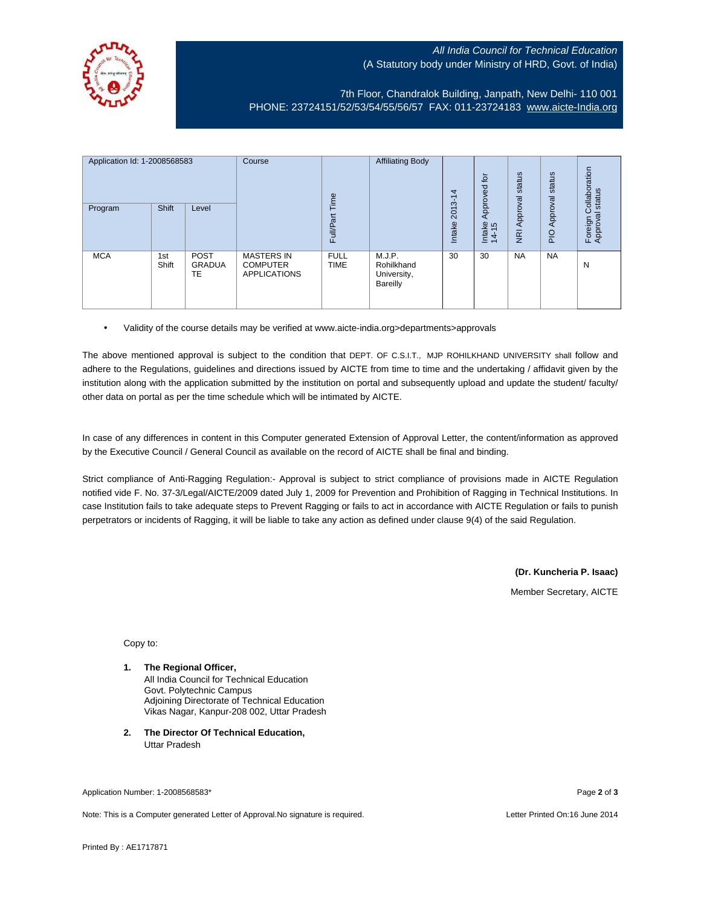*All India Council for Technical Education*
*(A Statutory body under Ministry of HRD, Govt. of India)*

7th Floor, Chandralok Building, Janpath, New Delhi- 110 001
PHONE: 23724151/52/53/54/55/56/57 FAX: 011-23724183 www.aicte-India.org

| Application Id: 1-2008568583 | | | Course | Full/Part Time | Affiliating Body | Intake 2013-14 | Intake Approved for 14-15 | NRI Approval status | PIO Approval status | Foreign Collaboration Approval status |
|---|---|---|---|---|---|---|---|---|---|---|
| Program | Shift | Level | | | | | | | | |
| MCA | 1st Shift | POST GRADUATE | MASTERS IN COMPUTER APPLICATIONS | FULL TIME | M.J.P. Rohilkhand University, Bareilly | 30 | 30 | NA | NA | N |

- Validity of the course details may be verified at www.aicte-india.org>departments>approvals

The above mentioned approval is subject to the condition that DEPT. OF C.S.I.T., MJP ROHILKHAND UNIVERSITY shall follow and adhere to the Regulations, guidelines and directions issued by AICTE from time to time and the undertaking / affidavit given by the institution along with the application submitted by the institution on portal and subsequently upload and update the student/ faculty/ other data on portal as per the time schedule which will be intimated by AICTE.

In case of any differences in content in this Computer generated Extension of Approval Letter, the content/information as approved by the Executive Council / General Council as available on the record of AICTE shall be final and binding.

Strict compliance of Anti-Ragging Regulation:- Approval is subject to strict compliance of provisions made in AICTE Regulation notified vide F. No. 37-3/Legal/AICTE/2009 dated July 1, 2009 for Prevention and Prohibition of Ragging in Technical Institutions. In case Institution fails to take adequate steps to Prevent Ragging or fails to act in accordance with AICTE Regulation or fails to punish perpetrators or incidents of Ragging, it will be liable to take any action as defined under clause 9(4) of the said Regulation.

**(Dr. Kuncheria P. Isaac)**

Member Secretary, AICTE

Copy to:

1. **The Regional Officer,**
   All India Council for Technical Education
   Govt. Polytechnic Campus
   Adjoining Directorate of Technical Education
   Vikas Nagar, Kanpur-208 002, Uttar Pradesh

2. **The Director Of Technical Education,**
   Uttar Pradesh

Application Number: 1-2008568583*

Note: This is a Computer generated Letter of Approval.No signature is required.

Letter Printed On:16 June 2014

Printed By : AE1717871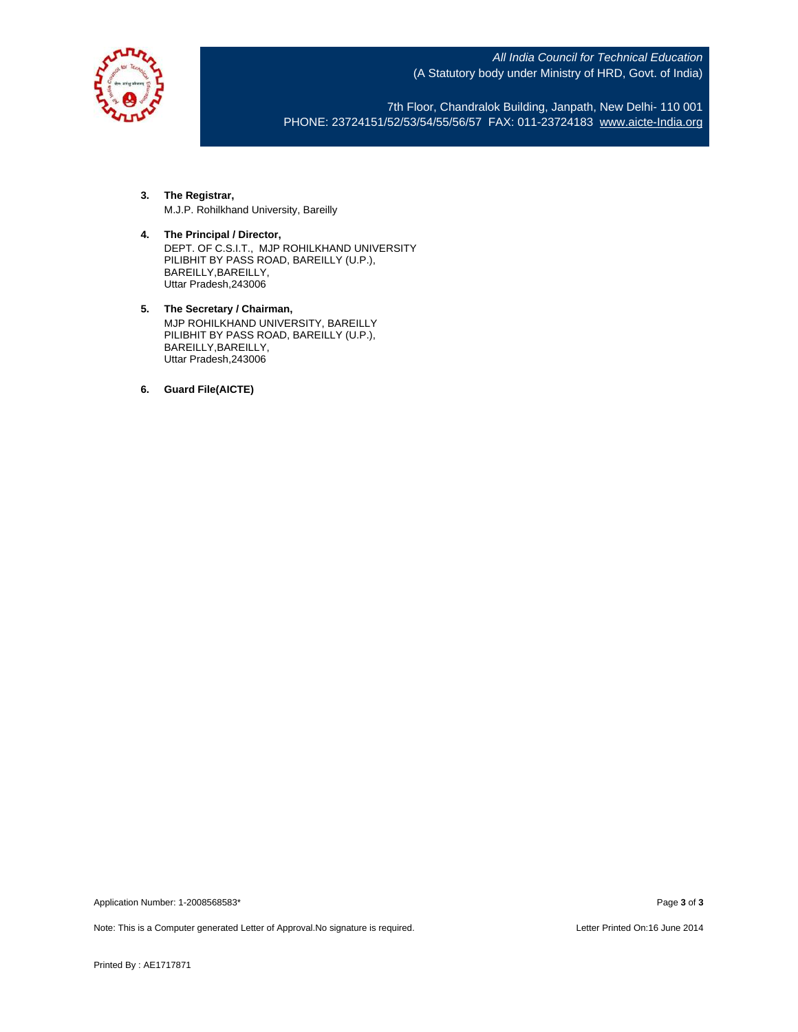3. **The Registrar,**
   M.J.P. Rohilkhand University, Bareilly

4. **The Principal / Director,**
   DEPT. OF C.S.I.T., MJP ROHILKHAND UNIVERSITY
   PILIBHIT BY PASS ROAD, BAREILLY (U.P.),
   BAREILLY,BAREILLY,
   Uttar Pradesh,243006

5. **The Secretary / Chairman,**
   MJP ROHILKHAND UNIVERSITY, BAREILLY
   PILIBHIT BY PASS ROAD, BAREILLY (U.P.),
   BAREILLY,BAREILLY,
   Uttar Pradesh,243006

6. **Guard File(AICTE)**

Application Number: 1-2008568583*

Note: This is a Computer generated Letter of Approval.No signature is required.

Letter Printed On:16 June 2014

Printed By : AE1717871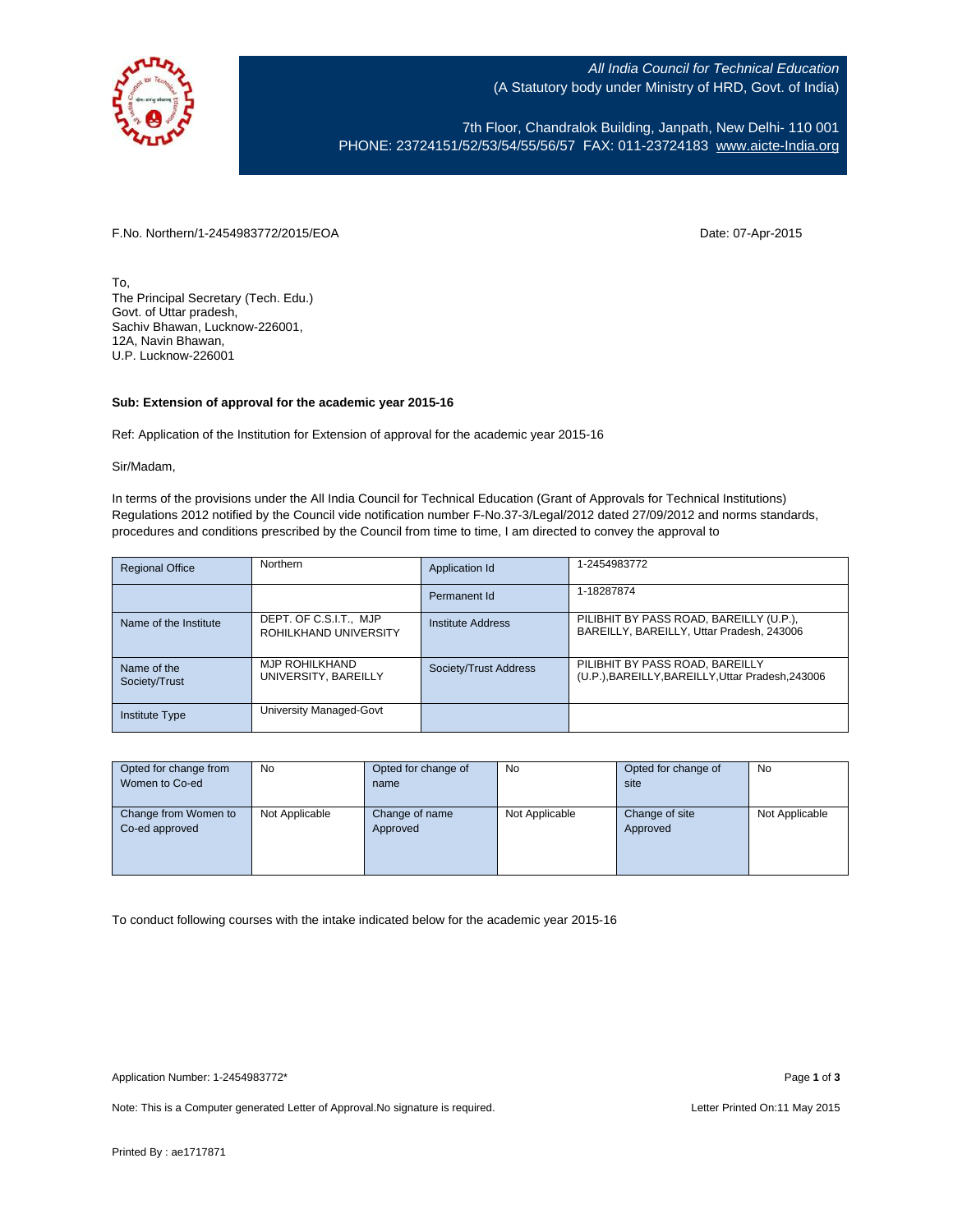*All India Council for Technical Education*
(A Statutory body under Ministry of HRD, Govt. of India)

7th Floor, Chandralok Building, Janpath, New Delhi- 110 001
PHONE: 23724151/52/53/54/55/56/57 FAX: 011-23724183 www.aicte-India.org

F.No. Northern/1-2454983772/2015/EOA

Date: 07-Apr-2015

To,
The Principal Secretary (Tech. Edu.)
Govt. of Uttar pradesh,
Sachiv Bhawan, Lucknow-226001,
12A, Navin Bhawan,
U.P. Lucknow-226001

**Sub: Extension of approval for the academic year 2015-16**

Ref: Application of the Institution for Extension of approval for the academic year 2015-16

Sir/Madam,

In terms of the provisions under the All India Council for Technical Education (Grant of Approvals for Technical Institutions) Regulations 2012 notified by the Council vide notification number F-No.37-3/Legal/2012 dated 27/09/2012 and norms standards, procedures and conditions prescribed by the Council from time to time, I am directed to convey the approval to

| Regional Office | Northern | Application Id | 1-2454983772 |
|---|---|---|---|
| | | Permanent Id | 1-18287874 |
| Name of the Institute | DEPT. OF C.S.I.T., MJP ROHILKHAND UNIVERSITY | Institute Address | PILIBHIT BY PASS ROAD, BAREILLY (U.P.), BAREILLY, BAREILLY, Uttar Pradesh, 243006 |
| Name of the Society/Trust | MJP ROHILKHAND UNIVERSITY, BAREILLY | Society/Trust Address | PILIBHIT BY PASS ROAD, BAREILLY (U.P.),BAREILLY,BAREILLY,Uttar Pradesh,243006 |
| Institute Type | University Managed-Govt | | |

| Opted for change from Women to Co-ed | No | Opted for change of name | No | Opted for change of site | No |
|---|---|---|---|---|---|
| Change from Women to Co-ed approved | Not Applicable | Change of name Approved | Not Applicable | Change of site Approved | Not Applicable |

To conduct following courses with the intake indicated below for the academic year 2015-16

Application Number: 1-2454983772*

Note: This is a Computer generated Letter of Approval.No signature is required.

Letter Printed On:11 May 2015

Printed By : ae1717871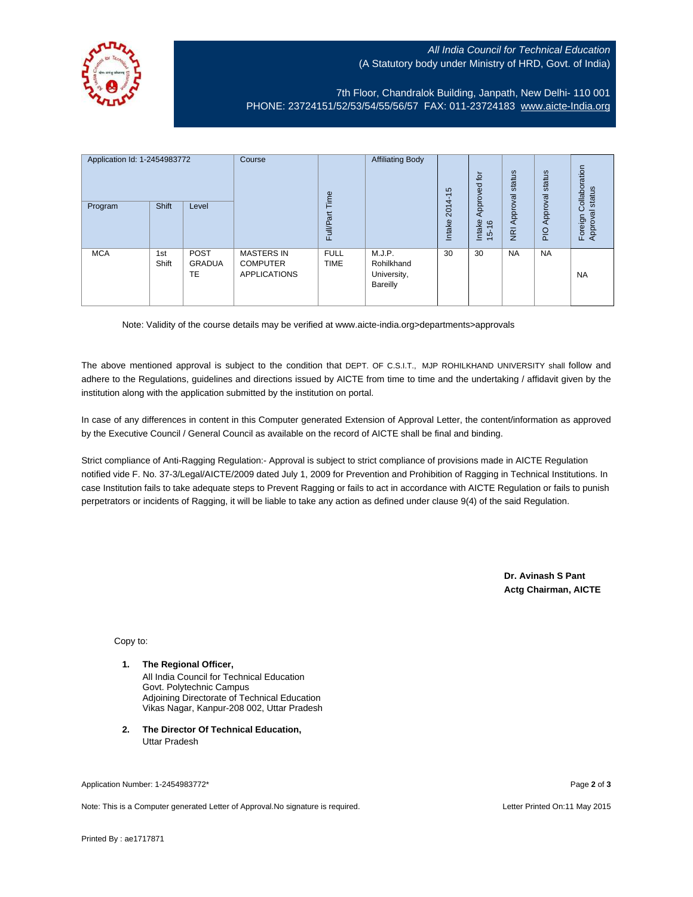All India Council for Technical Education
(A Statutory body under Ministry of HRD, Govt. of India)

7th Floor, Chandralok Building, Janpath, New Delhi- 110 001
PHONE: 23724151/52/53/54/55/56/57 FAX: 011-23724183 www.aicte-India.org

| Application Id: 1-2454983772 | | | Course | Full/Part Time | Affiliating Body | Intake 2014-15 | Intake Approved for 15-16 | NRI Approval status | PIO Approval status | Foreign Collaboration Approval status |
|---|---|---|---|---|---|---|---|---|---|---|
| Program | Shift | Level | | | | | | | | |
| MCA | 1st Shift | POST GRADUATE | MASTERS IN COMPUTER APPLICATIONS | FULL TIME | M.J.P. Rohilkhand University, Bareilly | 30 | 30 | NA | NA | NA |

Note: Validity of the course details may be verified at www.aicte-india.org>departments>approvals

The above mentioned approval is subject to the condition that DEPT. OF C.S.I.T., MJP ROHILKHAND UNIVERSITY shall follow and adhere to the Regulations, guidelines and directions issued by AICTE from time to time and the undertaking / affidavit given by the institution along with the application submitted by the institution on portal.

In case of any differences in content in this Computer generated Extension of Approval Letter, the content/information as approved by the Executive Council / General Council as available on the record of AICTE shall be final and binding.

Strict compliance of Anti-Ragging Regulation:- Approval is subject to strict compliance of provisions made in AICTE Regulation notified vide F. No. 37-3/Legal/AICTE/2009 dated July 1, 2009 for Prevention and Prohibition of Ragging in Technical Institutions. In case Institution fails to take adequate steps to Prevent Ragging or fails to act in accordance with AICTE Regulation or fails to punish perpetrators or incidents of Ragging, it will be liable to take any action as defined under clause 9(4) of the said Regulation.

**Dr. Avinash S Pant**
**Actg Chairman, AICTE**

Copy to:

1. **The Regional Officer,**
   All India Council for Technical Education
   Govt. Polytechnic Campus
   Adjoining Directorate of Technical Education
   Vikas Nagar, Kanpur-208 002, Uttar Pradesh

2. **The Director Of Technical Education,**
   Uttar Pradesh

Application Number: 1-2454983772*

Note: This is a Computer generated Letter of Approval.No signature is required.

Letter Printed On:11 May 2015

Printed By : ae1717871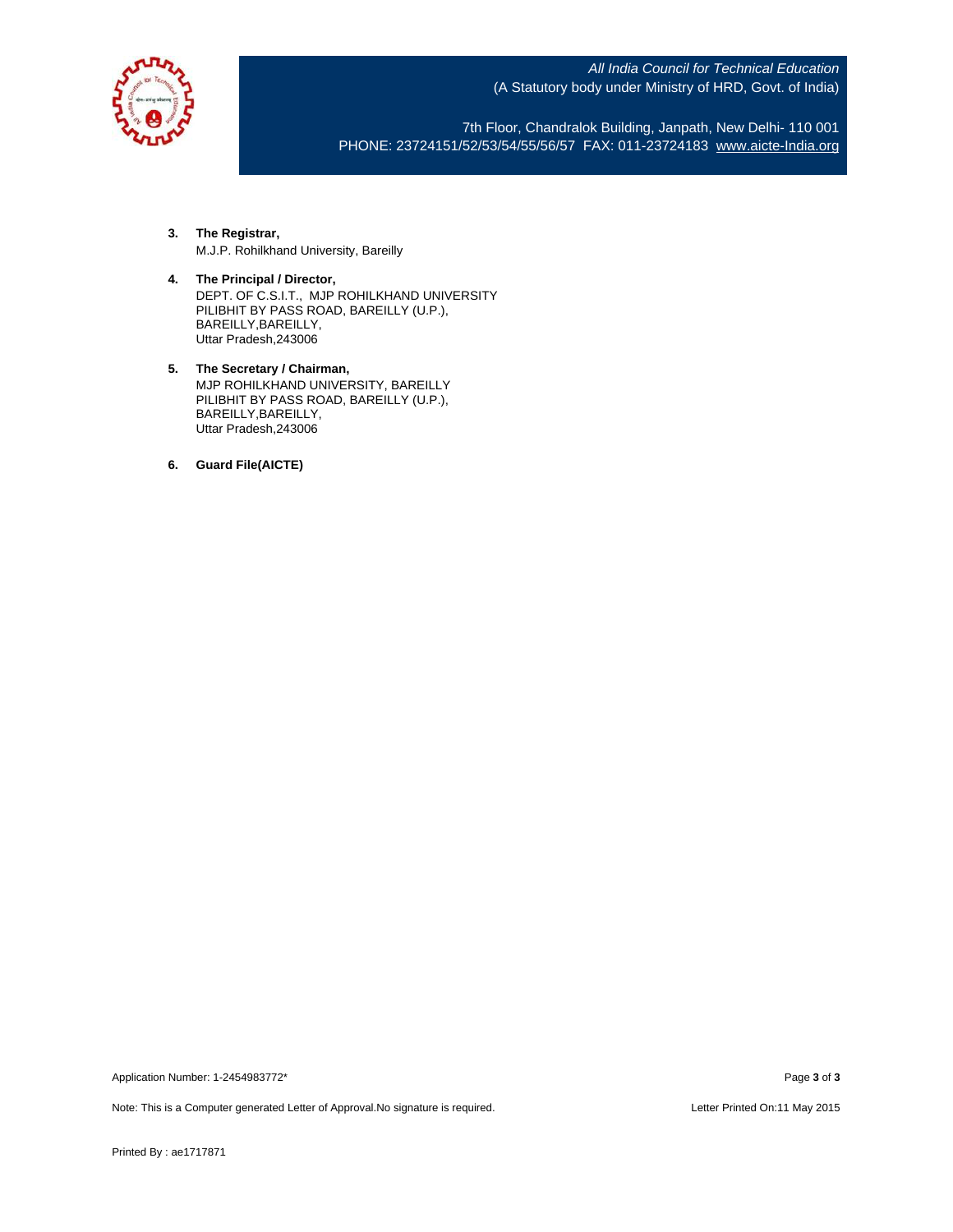3. **The Registrar,**
   M.J.P. Rohilkhand University, Bareilly

4. **The Principal / Director,**
   DEPT. OF C.S.I.T., MJP ROHILKHAND UNIVERSITY
   PILIBHIT BY PASS ROAD, BAREILLY (U.P.),
   BAREILLY,BAREILLY,
   Uttar Pradesh,243006

5. **The Secretary / Chairman,**
   MJP ROHILKHAND UNIVERSITY, BAREILLY
   PILIBHIT BY PASS ROAD, BAREILLY (U.P.),
   BAREILLY,BAREILLY,
   Uttar Pradesh,243006

6. **Guard File(AICTE)**

Application Number: 1-2454983772*

Note: This is a Computer generated Letter of Approval.No signature is required.

Letter Printed On:11 May 2015

Printed By : ae1717871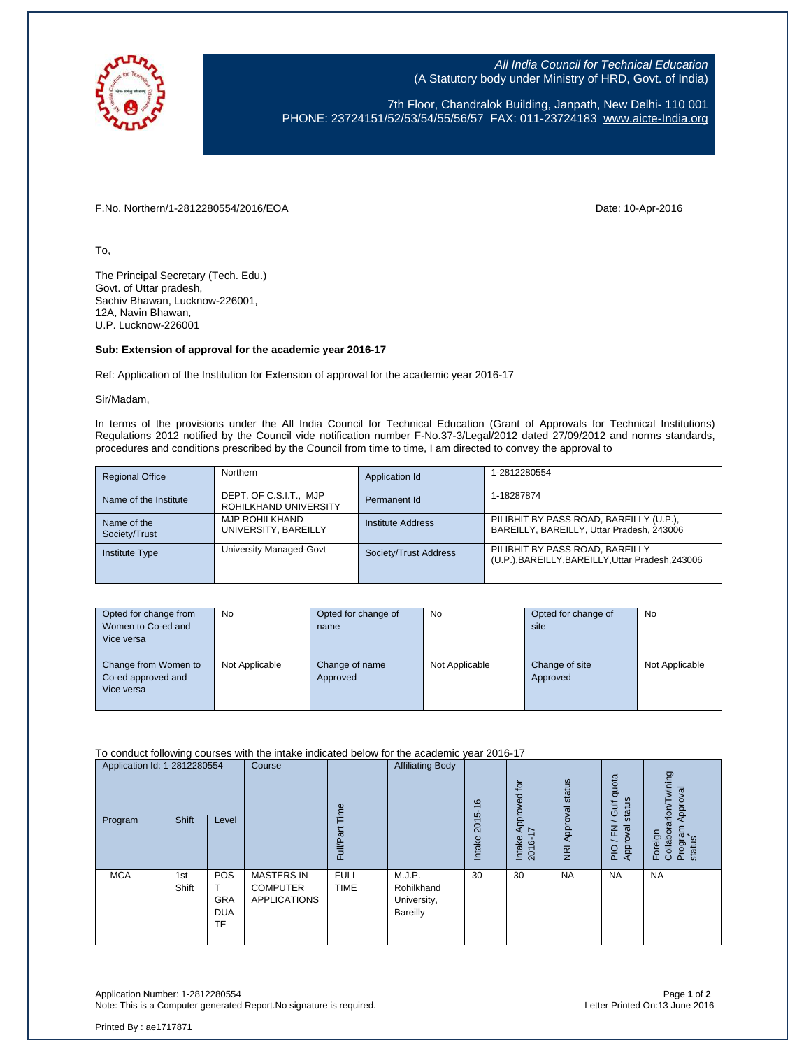All India Council for Technical Education
(A Statutory body under Ministry of HRD, Govt. of India)

7th Floor, Chandralok Building, Janpath, New Delhi- 110 001
PHONE: 23724151/52/53/54/55/56/57 FAX: 011-23724183 www.aicte-India.org

F.No. Northern/1-2812280554/2016/EOA

Date: 10-Apr-2016

To,

The Principal Secretary (Tech. Edu.)
Govt. of Uttar pradesh,
Sachiv Bhawan, Lucknow-226001,
12A, Navin Bhawan,
U.P. Lucknow-226001

**Sub: Extension of approval for the academic year 2016-17**

Ref: Application of the Institution for Extension of approval for the academic year 2016-17

Sir/Madam,

In terms of the provisions under the All India Council for Technical Education (Grant of Approvals for Technical Institutions) Regulations 2012 notified by the Council vide notification number F-No.37-3/Legal/2012 dated 27/09/2012 and norms standards, procedures and conditions prescribed by the Council from time to time, I am directed to convey the approval to

| Regional Office | Northern | Application Id | 1-2812280554 |
|---|---|---|---|
| Name of the Institute | DEPT. OF C.S.I.T., MJP ROHILKHAND UNIVERSITY | Permanent Id | 1-18287874 |
| Name of the Society/Trust | MJP ROHILKHAND UNIVERSITY, BAREILLY | Institute Address | PILIBHIT BY PASS ROAD, BAREILLY (U.P.), BAREILLY, BAREILLY, Uttar Pradesh, 243006 |
| Institute Type | University Managed-Govt | Society/Trust Address | PILIBHIT BY PASS ROAD, BAREILLY (U.P.),BAREILLY,BAREILLY,Uttar Pradesh,243006 |

| Opted for change from Women to Co-ed and Vice versa | No | Opted for change of name | No | Opted for change of site | No |
|---|---|---|---|---|---|
| Change from Women to Co-ed approved and Vice versa | Not Applicable | Change of name Approved | Not Applicable | Change of site Approved | Not Applicable |

To conduct following courses with the intake indicated below for the academic year 2016-17

| Application Id: 1-2812280554 | | | Course | Full/Part Time | Affiliating Body | Intake 2015-16 | Intake Approved for 2016-17 | NRI Approval status | PIO / FN / Gulf quota Approval status | Foreign Collaboration/Twining Program Approval status* |
|---|---|---|---|---|---|---|---|---|---|---|
| Program | Shift | Level | | | | | | | | |
| MCA | 1st Shift | POST GRADUATE | MASTERS IN COMPUTER APPLICATIONS | FULL TIME | M.J.P. Rohilkhand University, Bareilly | 30 | 30 | NA | NA | NA |

Application Number: 1-2812280554
Note: This is a Computer generated Report.No signature is required.

Letter Printed On:13 June 2016

Printed By : ae1717871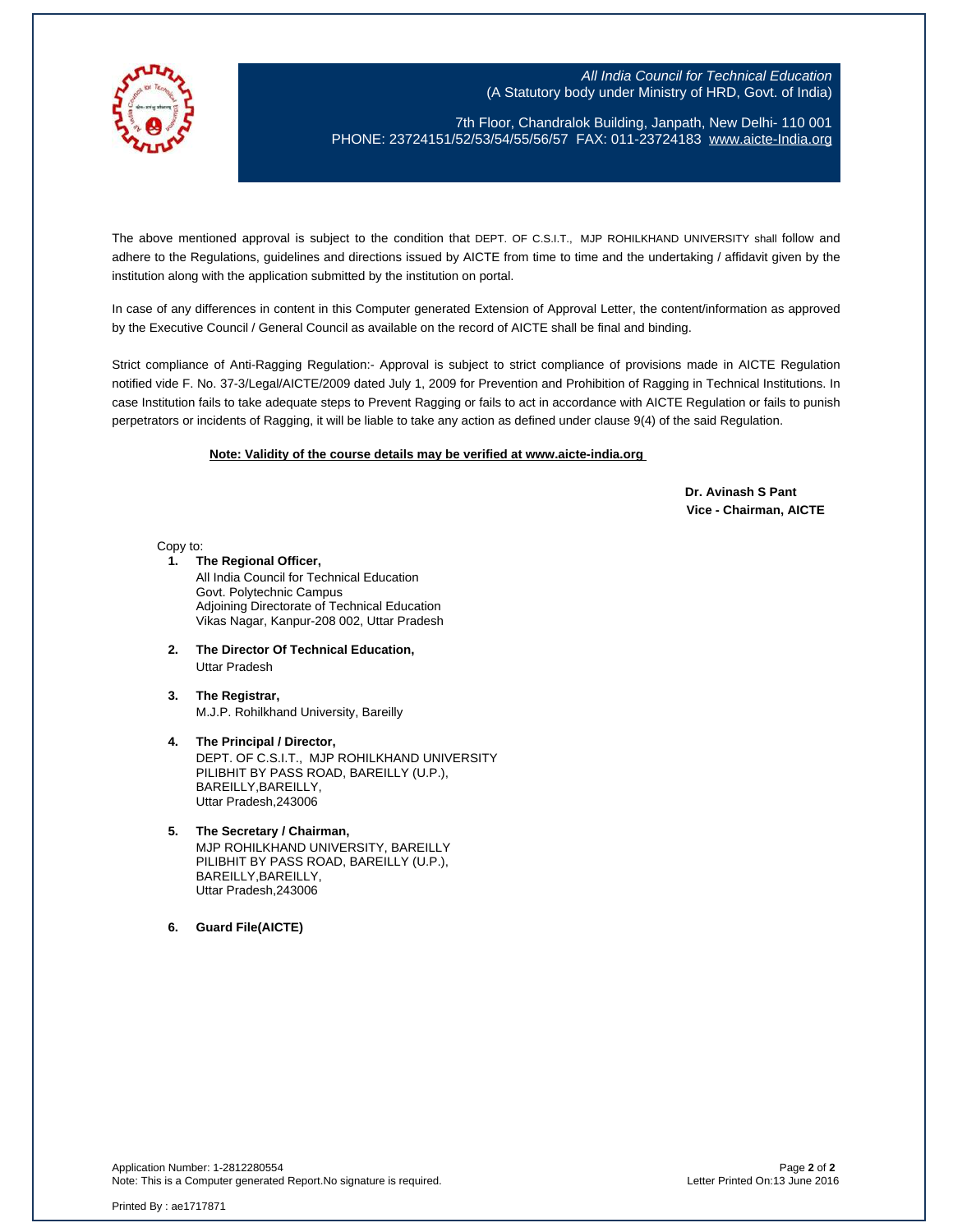The above mentioned approval is subject to the condition that DEPT. OF C.S.I.T., MJP ROHILKHAND UNIVERSITY shall follow and adhere to the Regulations, guidelines and directions issued by AICTE from time to time and the undertaking / affidavit given by the institution along with the application submitted by the institution on portal.

In case of any differences in content in this Computer generated Extension of Approval Letter, the content/information as approved by the Executive Council / General Council as available on the record of AICTE shall be final and binding.

Strict compliance of Anti-Ragging Regulation:- Approval is subject to strict compliance of provisions made in AICTE Regulation notified vide F. No. 37-3/Legal/AICTE/2009 dated July 1, 2009 for Prevention and Prohibition of Ragging in Technical Institutions. In case Institution fails to take adequate steps to Prevent Ragging or fails to act in accordance with AICTE Regulation or fails to punish perpetrators or incidents of Ragging, it will be liable to take any action as defined under clause 9(4) of the said Regulation.

**Note: Validity of the course details may be verified at www.aicte-india.org**

**Dr. Avinash S Pant**
**Vice - Chairman, AICTE**

Copy to:

1. **The Regional Officer,**
   All India Council for Technical Education
   Govt. Polytechnic Campus
   Adjoining Directorate of Technical Education
   Vikas Nagar, Kanpur-208 002, Uttar Pradesh

2. **The Director Of Technical Education,**
   Uttar Pradesh

3. **The Registrar,**
   M.J.P. Rohilkhand University, Bareilly

4. **The Principal / Director,**
   DEPT. OF C.S.I.T., MJP ROHILKHAND UNIVERSITY
   PILIBHIT BY PASS ROAD, BAREILLY (U.P.),
   BAREILLY,BAREILLY,
   Uttar Pradesh,243006

5. **The Secretary / Chairman,**
   MJP ROHILKHAND UNIVERSITY, BAREILLY
   PILIBHIT BY PASS ROAD, BAREILLY (U.P.),
   BAREILLY,BAREILLY,
   Uttar Pradesh,243006

6. **Guard File(AICTE)**

Application Number: 1-2812280554
Note: This is a Computer generated Report.No signature is required.

Letter Printed On:13 June 2016

Printed By : ae1717871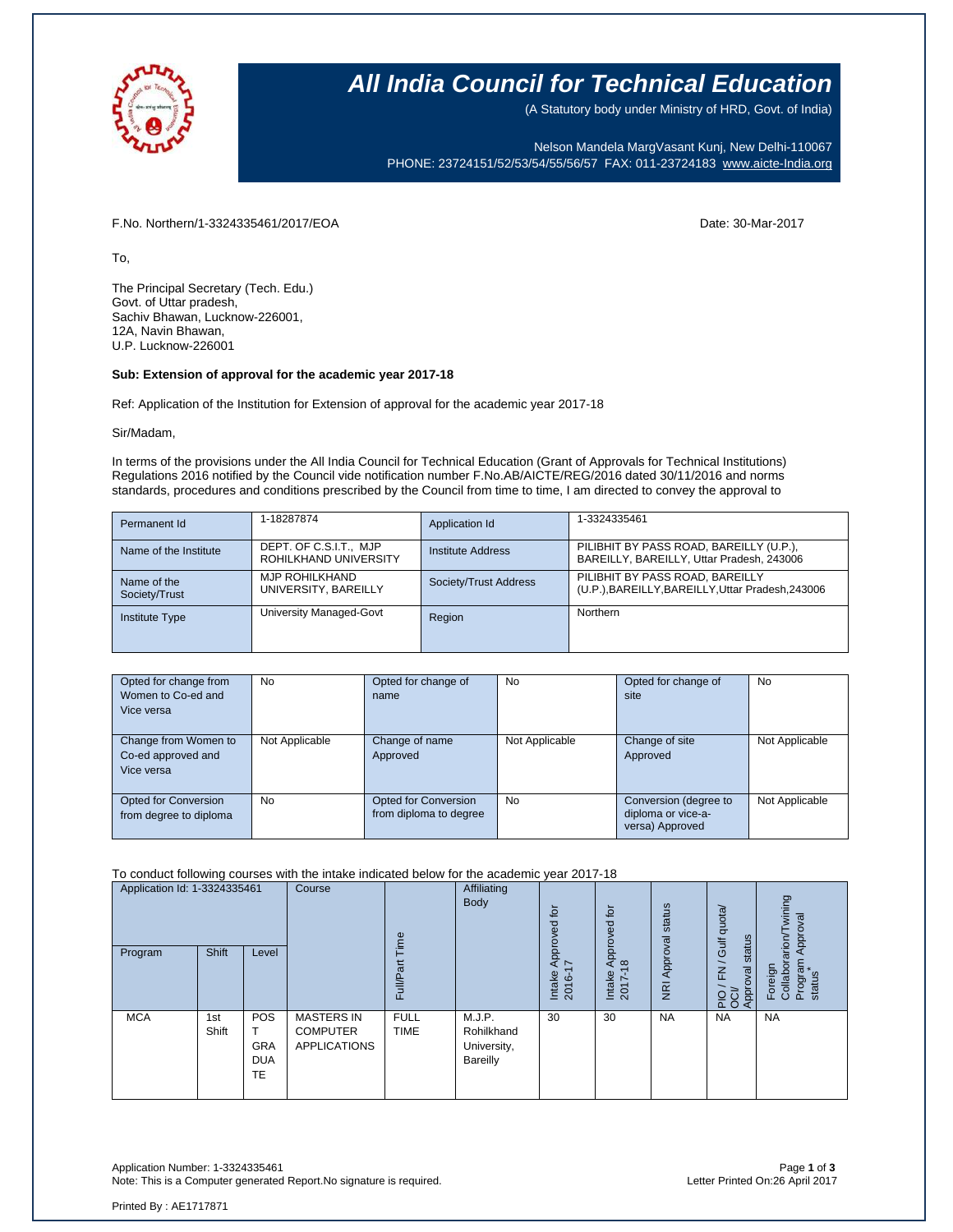# All India Council for Technical Education

(A Statutory body under Ministry of HRD, Govt. of India)

Nelson Mandela MargVasant Kunj, New Delhi-110067
PHONE: 23724151/52/53/54/55/56/57 FAX: 011-23724183 www.aicte-India.org

F.No. Northern/1-3324335461/2017/EOA

Date: 30-Mar-2017

To,

The Principal Secretary (Tech. Edu.)
Govt. of Uttar pradesh,
Sachiv Bhawan, Lucknow-226001,
12A, Navin Bhawan,
U.P. Lucknow-226001

**Sub: Extension of approval for the academic year 2017-18**

Ref: Application of the Institution for Extension of approval for the academic year 2017-18

Sir/Madam,

In terms of the provisions under the All India Council for Technical Education (Grant of Approvals for Technical Institutions) Regulations 2016 notified by the Council vide notification number F.No.AB/AICTE/REG/2016 dated 30/11/2016 and norms standards, procedures and conditions prescribed by the Council from time to time, I am directed to convey the approval to

| Permanent Id | 1-18287874 | Application Id | 1-3324335461 |
|---|---|---|---|
| Name of the Institute | DEPT. OF C.S.I.T., MJP ROHILKHAND UNIVERSITY | Institute Address | PILIBHIT BY PASS ROAD, BAREILLY (U.P.), BAREILLY, BAREILLY, Uttar Pradesh, 243006 |
| Name of the Society/Trust | MJP ROHILKHAND UNIVERSITY, BAREILLY | Society/Trust Address | PILIBHIT BY PASS ROAD, BAREILLY (U.P.),BAREILLY,BAREILLY,Uttar Pradesh,243006 |
| Institute Type | University Managed-Govt | Region | Northern |

| Opted for change from Women to Co-ed and Vice versa | No | Opted for change of name | No | Opted for change of site | No |
|---|---|---|---|---|---|
| Change from Women to Co-ed approved and Vice versa | Not Applicable | Change of name Approved | Not Applicable | Change of site Approved | Not Applicable |
| Opted for Conversion from degree to diploma | No | Opted for Conversion from diploma to degree | No | Conversion (degree to diploma or vice-a-versa) Approved | Not Applicable |

To conduct following courses with the intake indicated below for the academic year 2017-18

| Program | Shift | Level | Course | Full/Part Time | Affiliating Body | Intake Approved for 2016-17 | Intake Approved for 2017-18 | NRI Approval status | PIO / FN / Gulf quota/ OCI/ Approval status | Foreign Collaboration/Twining Program Approval status* |
|---|---|---|---|---|---|---|---|---|---|---|
| MCA | 1st Shift | POST GRADUATE | MASTERS IN COMPUTER APPLICATIONS | FULL TIME | M.J.P. Rohilkhand University, Bareilly | 30 | 30 | NA | NA | NA |

Application Number: 1-3324335461
Note: This is a Computer generated Report.No signature is required.

Letter Printed On:26 April 2017

Printed By : AE1717871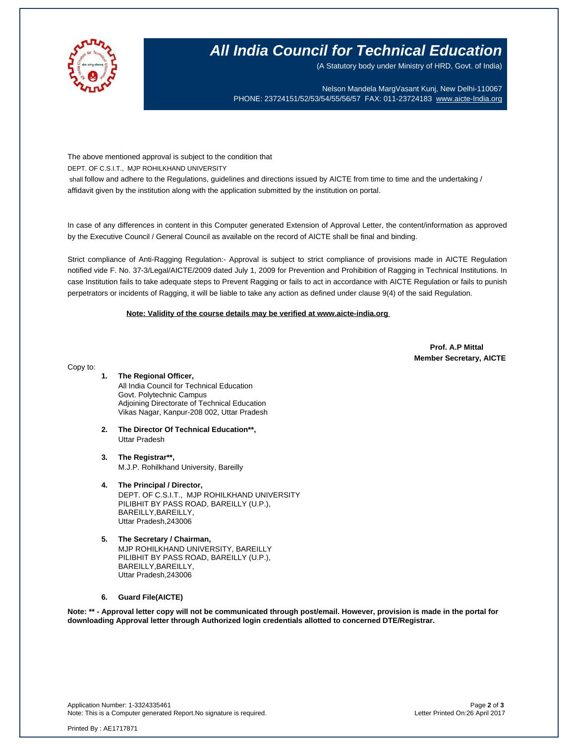# All India Council for Technical Education

(A Statutory body under Ministry of HRD, Govt. of India)

Nelson Mandela MargVasant Kunj, New Delhi-110067
PHONE: 23724151/52/53/54/55/56/57 FAX: 011-23724183 www.aicte-India.org

The above mentioned approval is subject to the condition that
DEPT. OF C.S.I.T., MJP ROHILKHAND UNIVERSITY
shall follow and adhere to the Regulations, guidelines and directions issued by AICTE from time to time and the undertaking / affidavit given by the institution along with the application submitted by the institution on portal.

In case of any differences in content in this Computer generated Extension of Approval Letter, the content/information as approved by the Executive Council / General Council as available on the record of AICTE shall be final and binding.

Strict compliance of Anti-Ragging Regulation:- Approval is subject to strict compliance of provisions made in AICTE Regulation notified vide F. No. 37-3/Legal/AICTE/2009 dated July 1, 2009 for Prevention and Prohibition of Ragging in Technical Institutions. In case Institution fails to take adequate steps to Prevent Ragging or fails to act in accordance with AICTE Regulation or fails to punish perpetrators or incidents of Ragging, it will be liable to take any action as defined under clause 9(4) of the said Regulation.

**Note: Validity of the course details may be verified at www.aicte-india.org**

**Prof. A.P Mittal**
**Member Secretary, AICTE**

Copy to:

1. **The Regional Officer,**
   All India Council for Technical Education
   Govt. Polytechnic Campus
   Adjoining Directorate of Technical Education
   Vikas Nagar, Kanpur-208 002, Uttar Pradesh

2. **The Director Of Technical Education\*\*,**
   Uttar Pradesh

3. **The Registrar\*\*,**
   M.J.P. Rohilkhand University, Bareilly

4. **The Principal / Director,**
   DEPT. OF C.S.I.T., MJP ROHILKHAND UNIVERSITY
   PILIBHIT BY PASS ROAD, BAREILLY (U.P.),
   BAREILLY,BAREILLY,
   Uttar Pradesh,243006

5. **The Secretary / Chairman,**
   MJP ROHILKHAND UNIVERSITY, BAREILLY
   PILIBHIT BY PASS ROAD, BAREILLY (U.P.),
   BAREILLY,BAREILLY,
   Uttar Pradesh,243006

6. **Guard File(AICTE)**

**Note: \*\* - Approval letter copy will not be communicated through post/email. However, provision is made in the portal for downloading Approval letter through Authorized login credentials allotted to concerned DTE/Registrar.**

Application Number: 1-3324335461
Note: This is a Computer generated Report.No signature is required.
Letter Printed On:26 April 2017

Printed By : AE1717871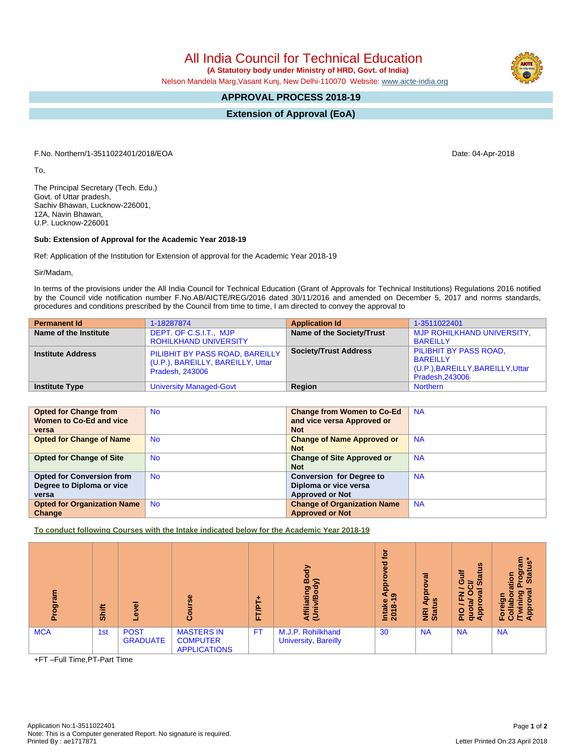# All India Council for Technical Education

**(A Statutory body under Ministry of HRD, Govt. of India)**

Nelson Mandela Marg,Vasant Kunj, New Delhi-110070 Website: www.aicte-india.org

## APPROVAL PROCESS 2018-19

## Extension of Approval (EoA)

F.No. Northern/1-3511022401/2018/EOA

Date: 04-Apr-2018

To,

The Principal Secretary (Tech. Edu.)
Govt. of Uttar pradesh,
Sachiv Bhawan, Lucknow-226001,
12A, Navin Bhawan,
U.P. Lucknow-226001

**Sub: Extension of Approval for the Academic Year 2018-19**

Ref: Application of the Institution for Extension of approval for the Academic Year 2018-19

Sir/Madam,

In terms of the provisions under the All India Council for Technical Education (Grant of Approvals for Technical Institutions) Regulations 2016 notified by the Council vide notification number F.No.AB/AICTE/REG/2016 dated 30/11/2016 and amended on December 5, 2017 and norms standards, procedures and conditions prescribed by the Council from time to time, I am directed to convey the approval to

| **Permanent Id** | 1-18287874 | **Application Id** | 1-3511022401 |
|---|---|---|---|
| **Name of the Institute** | DEPT. OF C.S.I.T., MJP ROHILKHAND UNIVERSITY | **Name of the Society/Trust** | MJP ROHILKHAND UNIVERSITY, BAREILLY |
| **Institute Address** | PILIBHIT BY PASS ROAD, BAREILLY (U.P.), BAREILLY, BAREILLY, Uttar Pradesh, 243006 | **Society/Trust Address** | PILIBHIT BY PASS ROAD, BAREILLY (U.P.),BAREILLY,BAREILLY,Uttar Pradesh,243006 |
| **Institute Type** | University Managed-Govt | **Region** | Northern |

| | | | |
|---|---|---|---|
| **Opted for Change from Women to Co-Ed and vice versa** | No | **Change from Women to Co-Ed and vice versa Approved or Not** | NA |
| **Opted for Change of Name** | No | **Change of Name Approved or Not** | NA |
| **Opted for Change of Site** | No | **Change of Site Approved or Not** | NA |
| **Opted for Conversion from Degree to Diploma or vice versa** | No | **Conversion for Degree to Diploma or vice versa Approved or Not** | NA |
| **Opted for Organization Name Change** | No | **Change of Organization Name Approved or Not** | NA |

**To conduct following Courses with the Intake indicated below for the Academic Year 2018-19**

| Program | Shift | Level | Course | FT/PT+ | Affiliating Body (Univ/Body) | Intake Approved for 2018-19 | NRI Approval Status | PIO / FN / Gulf quota/ OCI/ Approval Status | Foreign Collaboration /Twining Program Approval Status* |
|---|---|---|---|---|---|---|---|---|---|
| MCA | 1st | POST GRADUATE | MASTERS IN COMPUTER APPLICATIONS | FT | M.J.P. Rohilkhand University, Bareilly | 30 | NA | NA | NA |

+FT –Full Time,PT-Part Time

Application No:1-3511022401
Note: This is a Computer generated Report. No signature is required.
Printed By : ae1717871

Letter Printed On:23 April 2018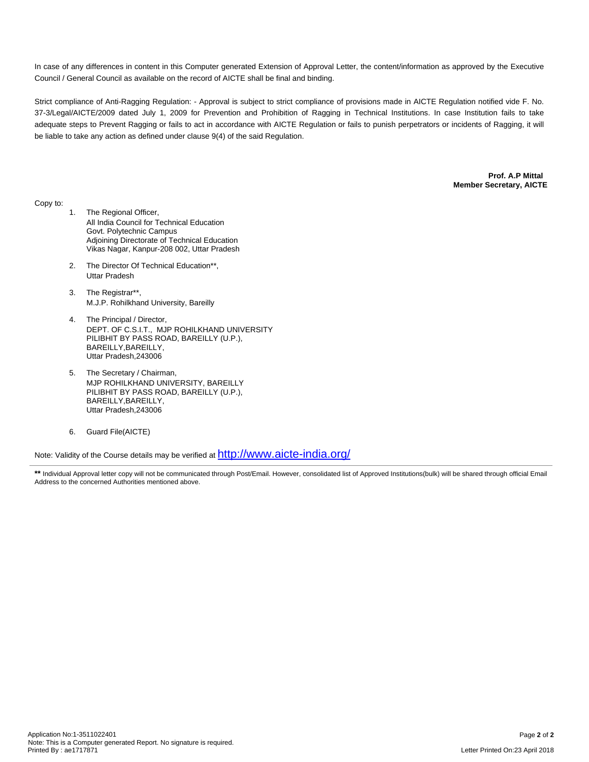In case of any differences in content in this Computer generated Extension of Approval Letter, the content/information as approved by the Executive Council / General Council as available on the record of AICTE shall be final and binding.

Strict compliance of Anti-Ragging Regulation: - Approval is subject to strict compliance of provisions made in AICTE Regulation notified vide F. No. 37-3/Legal/AICTE/2009 dated July 1, 2009 for Prevention and Prohibition of Ragging in Technical Institutions. In case Institution fails to take adequate steps to Prevent Ragging or fails to act in accordance with AICTE Regulation or fails to punish perpetrators or incidents of Ragging, it will be liable to take any action as defined under clause 9(4) of the said Regulation.

**Prof. A.P Mittal**
**Member Secretary, AICTE**

Copy to:

1. The Regional Officer,
   All India Council for Technical Education
   Govt. Polytechnic Campus
   Adjoining Directorate of Technical Education
   Vikas Nagar, Kanpur-208 002, Uttar Pradesh

2. The Director Of Technical Education**,
   Uttar Pradesh

3. The Registrar**,
   M.J.P. Rohilkhand University, Bareilly

4. The Principal / Director,
   DEPT. OF C.S.I.T., MJP ROHILKHAND UNIVERSITY
   PILIBHIT BY PASS ROAD, BAREILLY (U.P.),
   BAREILLY,BAREILLY,
   Uttar Pradesh,243006

5. The Secretary / Chairman,
   MJP ROHILKHAND UNIVERSITY, BAREILLY
   PILIBHIT BY PASS ROAD, BAREILLY (U.P.),
   BAREILLY,BAREILLY,
   Uttar Pradesh,243006

6. Guard File(AICTE)

Note: Validity of the Course details may be verified at http://www.aicte-india.org/

---

**\*\*** Individual Approval letter copy will not be communicated through Post/Email. However, consolidated list of Approved Institutions(bulk) will be shared through official Email Address to the concerned Authorities mentioned above.

Application No:1-3511022401
Note: This is a Computer generated Report. No signature is required.
Printed By : ae1717871

Letter Printed On:23 April 2018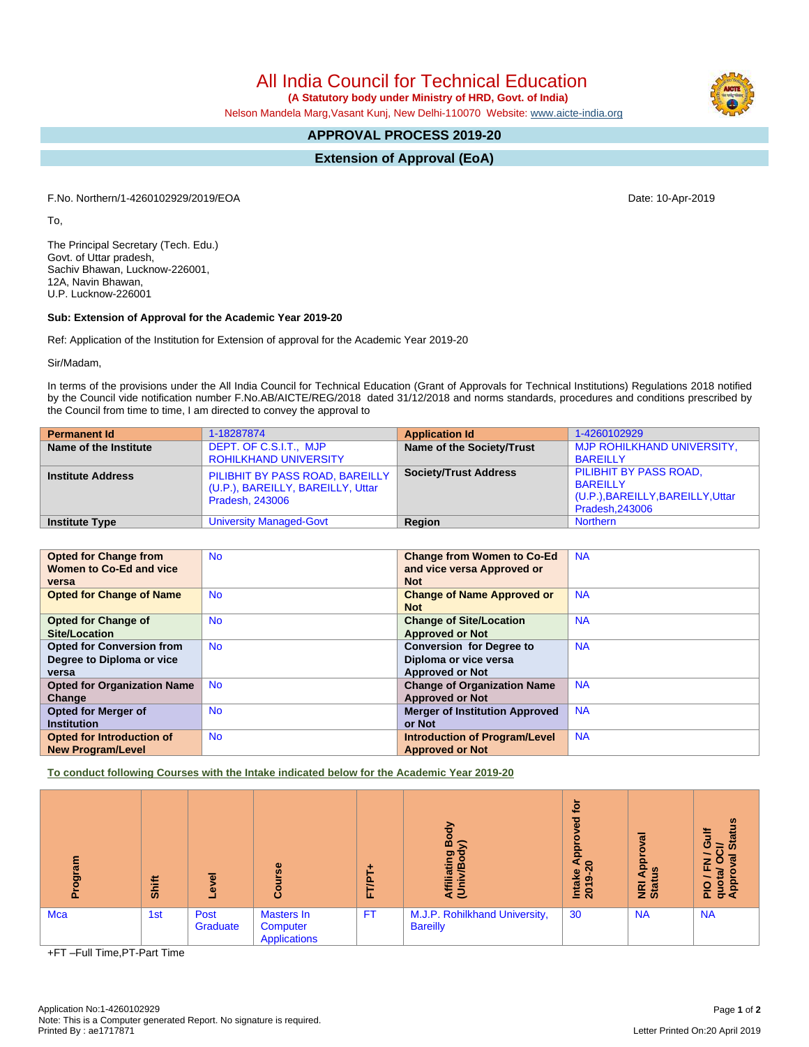# All India Council for Technical Education

**(A Statutory body under Ministry of HRD, Govt. of India)**

Nelson Mandela Marg,Vasant Kunj, New Delhi-110070 Website: www.aicte-india.org

## APPROVAL PROCESS 2019-20

## Extension of Approval (EoA)

F.No. Northern/1-4260102929/2019/EOA

Date: 10-Apr-2019

To,

The Principal Secretary (Tech. Edu.)
Govt. of Uttar pradesh,
Sachiv Bhawan, Lucknow-226001,
12A, Navin Bhawan,
U.P. Lucknow-226001

**Sub: Extension of Approval for the Academic Year 2019-20**

Ref: Application of the Institution for Extension of approval for the Academic Year 2019-20

Sir/Madam,

In terms of the provisions under the All India Council for Technical Education (Grant of Approvals for Technical Institutions) Regulations 2018 notified by the Council vide notification number F.No.AB/AICTE/REG/2018 dated 31/12/2018 and norms standards, procedures and conditions prescribed by the Council from time to time, I am directed to convey the approval to

| **Permanent Id** | 1-18287874 | **Application Id** | 1-4260102929 |
|---|---|---|---|
| **Name of the Institute** | DEPT. OF C.S.I.T., MJP ROHILKHAND UNIVERSITY | **Name of the Society/Trust** | MJP ROHILKHAND UNIVERSITY, BAREILLY |
| **Institute Address** | PILIBHIT BY PASS ROAD, BAREILLY (U.P.), BAREILLY, BAREILLY, Uttar Pradesh, 243006 | **Society/Trust Address** | PILIBHIT BY PASS ROAD, BAREILLY (U.P.),BAREILLY,BAREILLY,Uttar Pradesh,243006 |
| **Institute Type** | University Managed-Govt | **Region** | Northern |

| **Opted for Change from Women to Co-Ed and vice versa** | No | **Change from Women to Co-Ed and vice versa Approved or Not** | NA |
|---|---|---|---|
| **Opted for Change of Name** | No | **Change of Name Approved or Not** | NA |
| **Opted for Change of Site/Location** | No | **Change of Site/Location Approved or Not** | NA |
| **Opted for Conversion from Degree to Diploma or vice versa** | No | **Conversion for Degree to Diploma or vice versa Approved or Not** | NA |
| **Opted for Organization Name Change** | No | **Change of Organization Name Approved or Not** | NA |
| **Opted for Merger of Institution** | No | **Merger of Institution Approved or Not** | NA |
| **Opted for Introduction of New Program/Level** | No | **Introduction of Program/Level Approved or Not** | NA |

**To conduct following Courses with the Intake indicated below for the Academic Year 2019-20**

| Program | Shift | Level | Course | FT/PT+ | Affiliating Body (Univ/Body) | Intake Approved for 2019-20 | NRI Approval Status | PIO / FN / Gulf quota/ OCI/ Approval Status |
|---|---|---|---|---|---|---|---|---|
| Mca | 1st | Post Graduate | Masters In Computer Applications | FT | M.J.P. Rohilkhand University, Bareilly | 30 | NA | NA |

+FT –Full Time,PT-Part Time

Application No:1-4260102929
Note: This is a Computer generated Report. No signature is required.
Printed By : ae1717871

Letter Printed On:20 April 2019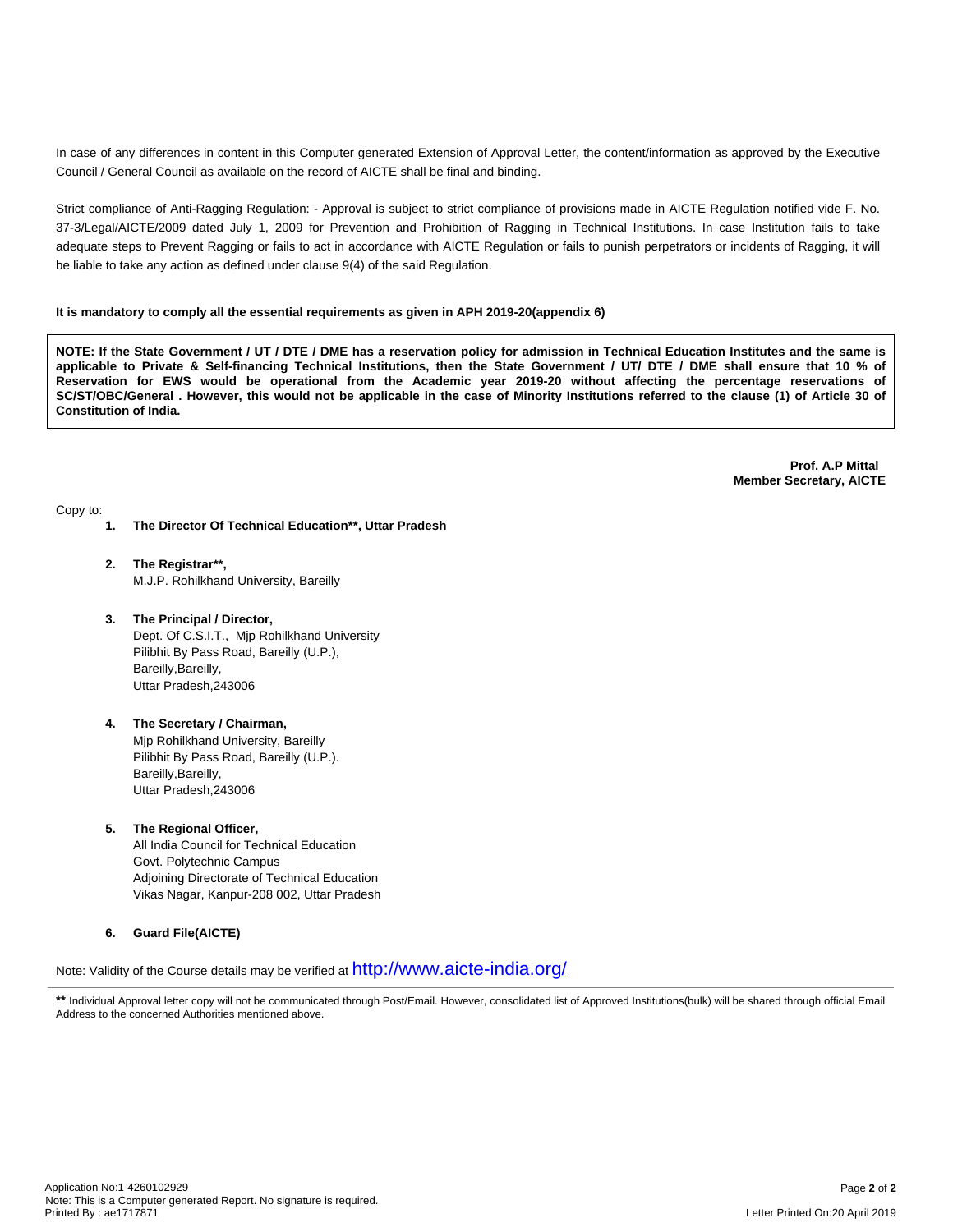In case of any differences in content in this Computer generated Extension of Approval Letter, the content/information as approved by the Executive Council / General Council as available on the record of AICTE shall be final and binding.

Strict compliance of Anti-Ragging Regulation: - Approval is subject to strict compliance of provisions made in AICTE Regulation notified vide F. No. 37-3/Legal/AICTE/2009 dated July 1, 2009 for Prevention and Prohibition of Ragging in Technical Institutions. In case Institution fails to take adequate steps to Prevent Ragging or fails to act in accordance with AICTE Regulation or fails to punish perpetrators or incidents of Ragging, it will be liable to take any action as defined under clause 9(4) of the said Regulation.

**It is mandatory to comply all the essential requirements as given in APH 2019-20(appendix 6)**

**NOTE: If the State Government / UT / DTE / DME has a reservation policy for admission in Technical Education Institutes and the same is applicable to Private & Self-financing Technical Institutions, then the State Government / UT/ DTE / DME shall ensure that 10 % of Reservation for EWS would be operational from the Academic year 2019-20 without affecting the percentage reservations of SC/ST/OBC/General . However, this would not be applicable in the case of Minority Institutions referred to the clause (1) of Article 30 of Constitution of India.**

**Prof. A.P Mittal**
**Member Secretary, AICTE**

Copy to:

1. **The Director Of Technical Education\*\*, Uttar Pradesh**

2. **The Registrar\*\*,**
   M.J.P. Rohilkhand University, Bareilly

3. **The Principal / Director,**
   Dept. Of C.S.I.T., Mjp Rohilkhand University
   Pilibhit By Pass Road, Bareilly (U.P.),
   Bareilly,Bareilly,
   Uttar Pradesh,243006

4. **The Secretary / Chairman,**
   Mjp Rohilkhand University, Bareilly
   Pilibhit By Pass Road, Bareilly (U.P.).
   Bareilly,Bareilly,
   Uttar Pradesh,243006

5. **The Regional Officer,**
   All India Council for Technical Education
   Govt. Polytechnic Campus
   Adjoining Directorate of Technical Education
   Vikas Nagar, Kanpur-208 002, Uttar Pradesh

6. **Guard File(AICTE)**

Note: Validity of the Course details may be verified at http://www.aicte-india.org/

**\*\*** Individual Approval letter copy will not be communicated through Post/Email. However, consolidated list of Approved Institutions(bulk) will be shared through official Email Address to the concerned Authorities mentioned above.

Application No:1-4260102929
Note: This is a Computer generated Report. No signature is required.
Printed By : ae1717871

Letter Printed On:20 April 2019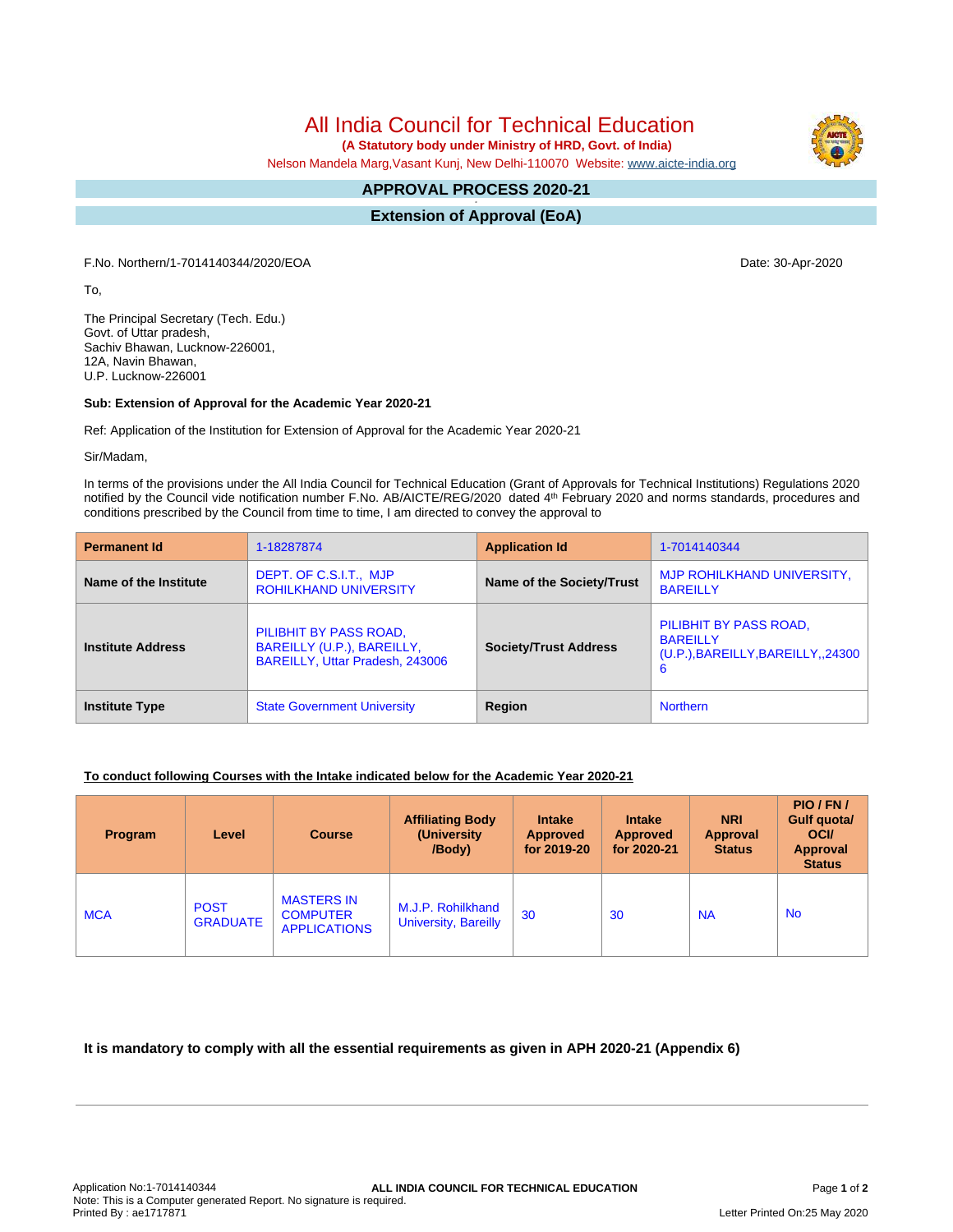# All India Council for Technical Education

**(A Statutory body under Ministry of HRD, Govt. of India)**

Nelson Mandela Marg,Vasant Kunj, New Delhi-110070 Website: www.aicte-india.org

## APPROVAL PROCESS 2020-21

## Extension of Approval (EoA)

F.No. Northern/1-7014140344/2020/EOA Date: 30-Apr-2020

To,

The Principal Secretary (Tech. Edu.)
Govt. of Uttar pradesh,
Sachiv Bhawan, Lucknow-226001,
12A, Navin Bhawan,
U.P. Lucknow-226001

**Sub: Extension of Approval for the Academic Year 2020-21**

Ref: Application of the Institution for Extension of Approval for the Academic Year 2020-21

Sir/Madam,

In terms of the provisions under the All India Council for Technical Education (Grant of Approvals for Technical Institutions) Regulations 2020 notified by the Council vide notification number F.No. AB/AICTE/REG/2020 dated 4th February 2020 and norms standards, procedures and conditions prescribed by the Council from time to time, I am directed to convey the approval to

| Permanent Id | 1-18287874 | Application Id | 1-7014140344 |
|---|---|---|---|
| Name of the Institute | DEPT. OF C.S.I.T., MJP ROHILKHAND UNIVERSITY | Name of the Society/Trust | MJP ROHILKHAND UNIVERSITY, BAREILLY |
| Institute Address | PILIBHIT BY PASS ROAD, BAREILLY (U.P.), BAREILLY, BAREILLY, Uttar Pradesh, 243006 | Society/Trust Address | PILIBHIT BY PASS ROAD, BAREILLY (U.P.),BAREILLY,BAREILLY,,243006 |
| Institute Type | State Government University | Region | Northern |

**To conduct following Courses with the Intake indicated below for the Academic Year 2020-21**

| Program | Level | Course | Affiliating Body (University /Body) | Intake Approved for 2019-20 | Intake Approved for 2020-21 | NRI Approval Status | PIO / FN / Gulf quota/ OCI/ Approval Status |
|---|---|---|---|---|---|---|---|
| MCA | POST GRADUATE | MASTERS IN COMPUTER APPLICATIONS | M.J.P. Rohilkhand University, Bareilly | 30 | 30 | NA | No |

**It is mandatory to comply with all the essential requirements as given in APH 2020-21 (Appendix 6)**

Application No:1-7014140344
Note: This is a Computer generated Report. No signature is required.
Printed By : ae1717871
Letter Printed On:25 May 2020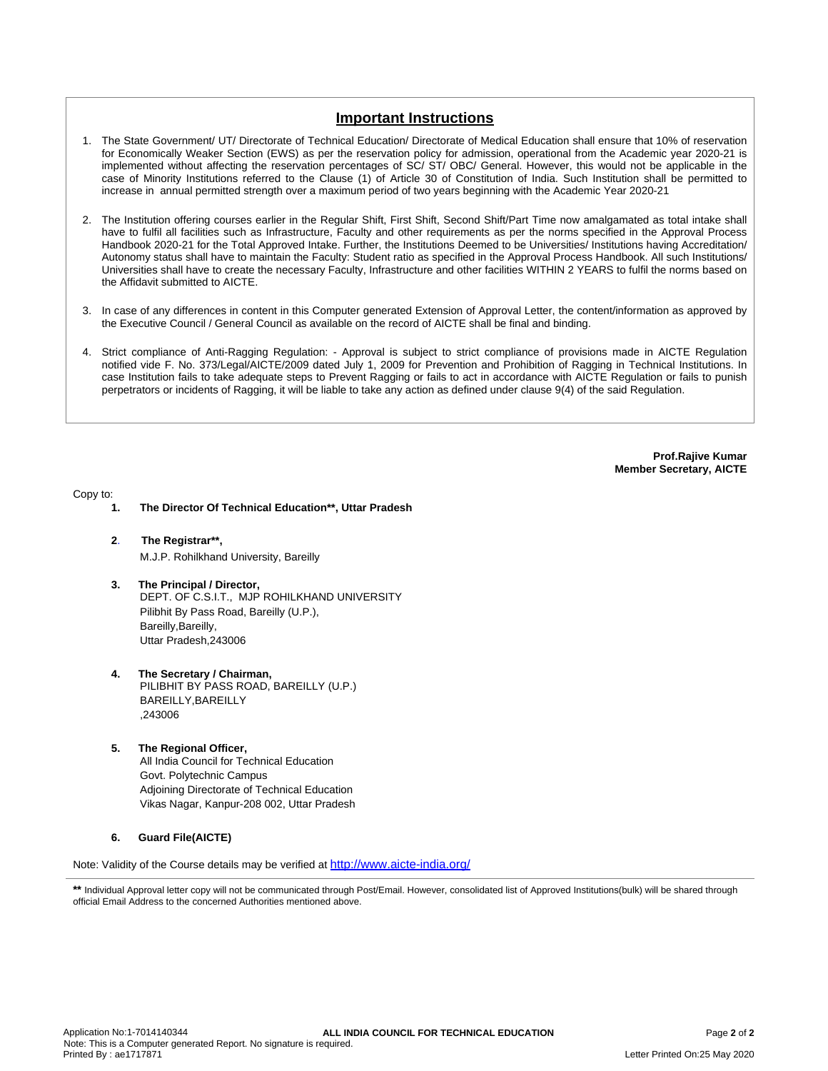## Important Instructions

1. The State Government/ UT/ Directorate of Technical Education/ Directorate of Medical Education shall ensure that 10% of reservation for Economically Weaker Section (EWS) as per the reservation policy for admission, operational from the Academic year 2020-21 is implemented without affecting the reservation percentages of SC/ ST/ OBC/ General. However, this would not be applicable in the case of Minority Institutions referred to the Clause (1) of Article 30 of Constitution of India. Such Institution shall be permitted to increase in annual permitted strength over a maximum period of two years beginning with the Academic Year 2020-21

2. The Institution offering courses earlier in the Regular Shift, First Shift, Second Shift/Part Time now amalgamated as total intake shall have to fulfil all facilities such as Infrastructure, Faculty and other requirements as per the norms specified in the Approval Process Handbook 2020-21 for the Total Approved Intake. Further, the Institutions Deemed to be Universities/ Institutions having Accreditation/ Autonomy status shall have to maintain the Faculty: Student ratio as specified in the Approval Process Handbook. All such Institutions/ Universities shall have to create the necessary Faculty, Infrastructure and other facilities WITHIN 2 YEARS to fulfil the norms based on the Affidavit submitted to AICTE.

3. In case of any differences in content in this Computer generated Extension of Approval Letter, the content/information as approved by the Executive Council / General Council as available on the record of AICTE shall be final and binding.

4. Strict compliance of Anti-Ragging Regulation: - Approval is subject to strict compliance of provisions made in AICTE Regulation notified vide F. No. 373/Legal/AICTE/2009 dated July 1, 2009 for Prevention and Prohibition of Ragging in Technical Institutions. In case Institution fails to take adequate steps to Prevent Ragging or fails to act in accordance with AICTE Regulation or fails to punish perpetrators or incidents of Ragging, it will be liable to take any action as defined under clause 9(4) of the said Regulation.

**Prof.Rajive Kumar**
**Member Secretary, AICTE**

Copy to:

1. **The Director Of Technical Education\*\*, Uttar Pradesh**

2. **The Registrar\*\*,**
   M.J.P. Rohilkhand University, Bareilly

3. **The Principal / Director,**
   DEPT. OF C.S.I.T., MJP ROHILKHAND UNIVERSITY
   Pilibhit By Pass Road, Bareilly (U.P.),
   Bareilly,Bareilly,
   Uttar Pradesh,243006

4. **The Secretary / Chairman,**
   PILIBHIT BY PASS ROAD, BAREILLY (U.P.)
   BAREILLY,BAREILLY
   ,243006

5. **The Regional Officer,**
   All India Council for Technical Education
   Govt. Polytechnic Campus
   Adjoining Directorate of Technical Education
   Vikas Nagar, Kanpur-208 002, Uttar Pradesh

6. **Guard File(AICTE)**

Note: Validity of the Course details may be verified at http://www.aicte-india.org/

**\*\*** Individual Approval letter copy will not be communicated through Post/Email. However, consolidated list of Approved Institutions(bulk) will be shared through official Email Address to the concerned Authorities mentioned above.

Application No:1-7014140344
**ALL INDIA COUNCIL FOR TECHNICAL EDUCATION**
Note: This is a Computer generated Report. No signature is required.
Printed By : ae1717871
Letter Printed On:25 May 2020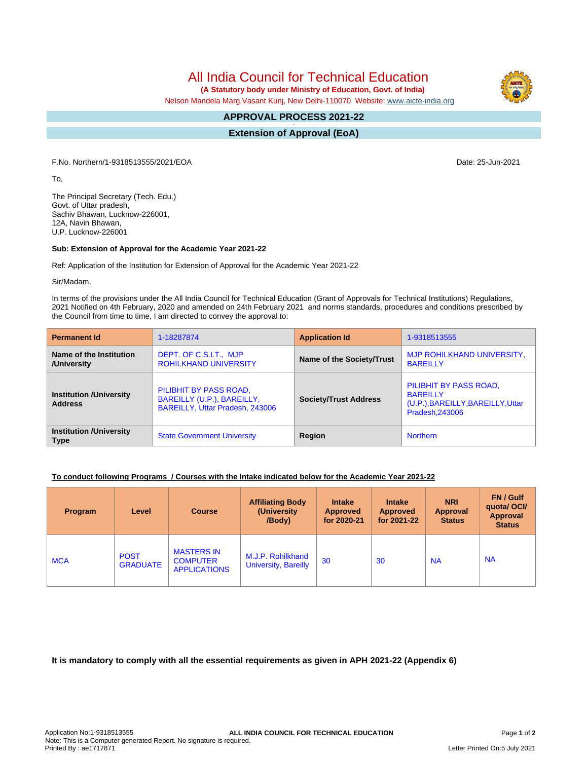# All India Council for Technical Education

**(A Statutory body under Ministry of Education, Govt. of India)**

Nelson Mandela Marg,Vasant Kunj, New Delhi-110070 Website: www.aicte-india.org

## APPROVAL PROCESS 2021-22

## Extension of Approval (EoA)

F.No. Northern/1-9318513555/2021/EOA Date: 25-Jun-2021

To,

The Principal Secretary (Tech. Edu.)
Govt. of Uttar pradesh,
Sachiv Bhawan, Lucknow-226001,
12A, Navin Bhawan,
U.P. Lucknow-226001

**Sub: Extension of Approval for the Academic Year 2021-22**

Ref: Application of the Institution for Extension of Approval for the Academic Year 2021-22

Sir/Madam,

In terms of the provisions under the All India Council for Technical Education (Grant of Approvals for Technical Institutions) Regulations, 2021 Notified on 4th February, 2020 and amended on 24th February 2021 and norms standards, procedures and conditions prescribed by the Council from time to time, I am directed to convey the approval to:

| **Permanent Id** | 1-18287874 | **Application Id** | 1-9318513555 |
|---|---|---|---|
| **Name of the Institution /University** | DEPT. OF C.S.I.T., MJP ROHILKHAND UNIVERSITY | **Name of the Society/Trust** | MJP ROHILKHAND UNIVERSITY, BAREILLY |
| **Institution /University Address** | PILIBHIT BY PASS ROAD, BAREILLY (U.P.), BAREILLY, BAREILLY, Uttar Pradesh, 243006 | **Society/Trust Address** | PILIBHIT BY PASS ROAD, BAREILLY (U.P.),BAREILLY,BAREILLY,Uttar Pradesh,243006 |
| **Institution /University Type** | State Government University | **Region** | Northern |

**To conduct following Programs / Courses with the Intake indicated below for the Academic Year 2021-22**

| Program | Level | Course | Affiliating Body (University /Body) | Intake Approved for 2020-21 | Intake Approved for 2021-22 | NRI Approval Status | FN / Gulf quota/ OCI/ Approval Status |
|---|---|---|---|---|---|---|---|
| MCA | POST GRADUATE | MASTERS IN COMPUTER APPLICATIONS | M.J.P. Rohilkhand University, Bareilly | 30 | 30 | NA | NA |

**It is mandatory to comply with all the essential requirements as given in APH 2021-22 (Appendix 6)**

Application No:1-9318513555
Note: This is a Computer generated Report. No signature is required.
Printed By : ae1717871

Letter Printed On:5 July 2021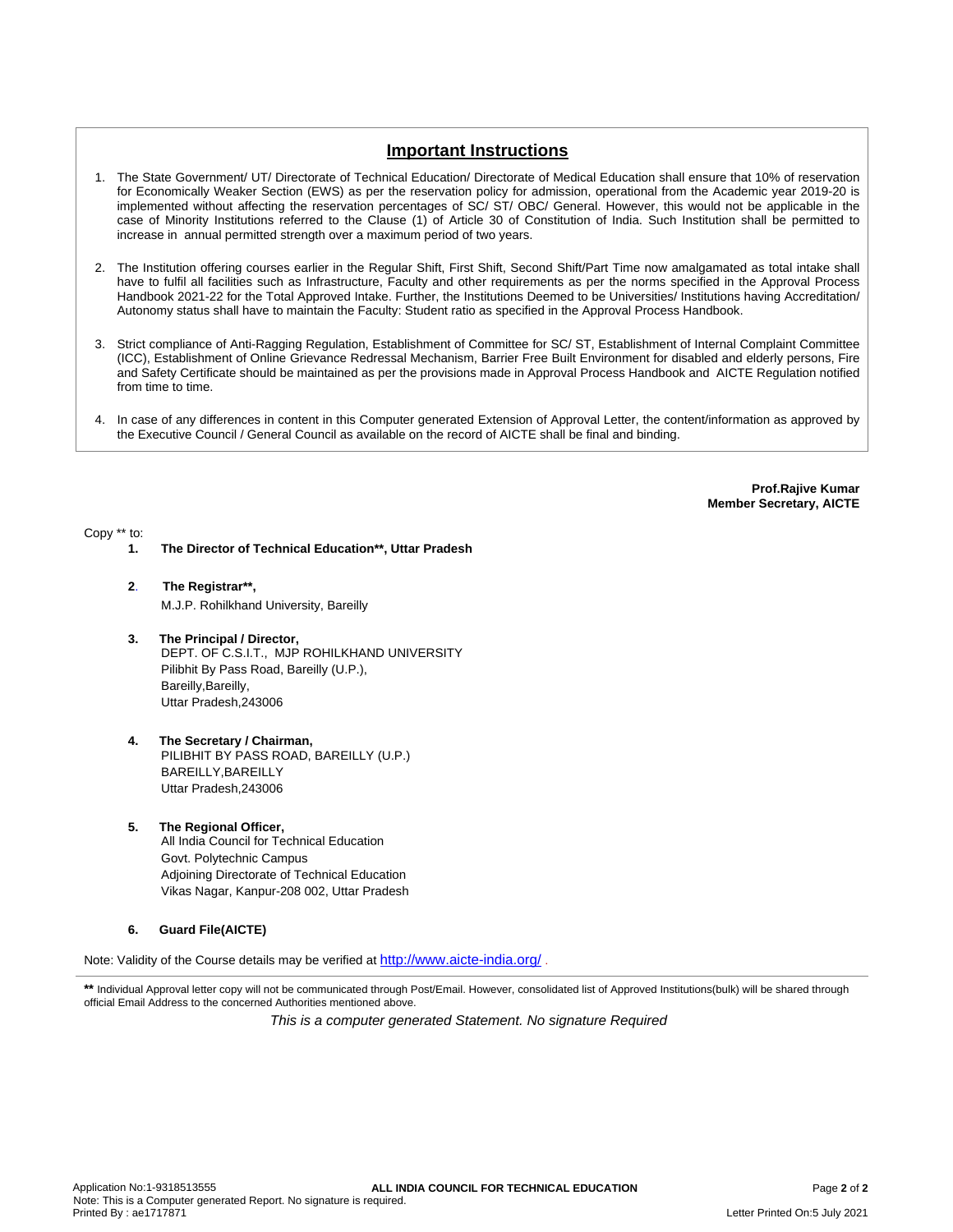## Important Instructions

1. The State Government/ UT/ Directorate of Technical Education/ Directorate of Medical Education shall ensure that 10% of reservation for Economically Weaker Section (EWS) as per the reservation policy for admission, operational from the Academic year 2019-20 is implemented without affecting the reservation percentages of SC/ ST/ OBC/ General. However, this would not be applicable in the case of Minority Institutions referred to the Clause (1) of Article 30 of Constitution of India. Such Institution shall be permitted to increase in annual permitted strength over a maximum period of two years.

2. The Institution offering courses earlier in the Regular Shift, First Shift, Second Shift/Part Time now amalgamated as total intake shall have to fulfil all facilities such as Infrastructure, Faculty and other requirements as per the norms specified in the Approval Process Handbook 2021-22 for the Total Approved Intake. Further, the Institutions Deemed to be Universities/ Institutions having Accreditation/ Autonomy status shall have to maintain the Faculty: Student ratio as specified in the Approval Process Handbook.

3. Strict compliance of Anti-Ragging Regulation, Establishment of Committee for SC/ ST, Establishment of Internal Complaint Committee (ICC), Establishment of Online Grievance Redressal Mechanism, Barrier Free Built Environment for disabled and elderly persons, Fire and Safety Certificate should be maintained as per the provisions made in Approval Process Handbook and AICTE Regulation notified from time to time.

4. In case of any differences in content in this Computer generated Extension of Approval Letter, the content/information as approved by the Executive Council / General Council as available on the record of AICTE shall be final and binding.

**Prof.Rajive Kumar**
**Member Secretary, AICTE**

Copy ** to:

1. **The Director of Technical Education**, Uttar Pradesh**

2. **The Registrar**,**
M.J.P. Rohilkhand University, Bareilly

3. **The Principal / Director,**
DEPT. OF C.S.I.T., MJP ROHILKHAND UNIVERSITY
Pilibhit By Pass Road, Bareilly (U.P.),
Bareilly,Bareilly,
Uttar Pradesh,243006

4. **The Secretary / Chairman,**
PILIBHIT BY PASS ROAD, BAREILLY (U.P.)
BAREILLY,BAREILLY
Uttar Pradesh,243006

5. **The Regional Officer,**
All India Council for Technical Education
Govt. Polytechnic Campus
Adjoining Directorate of Technical Education
Vikas Nagar, Kanpur-208 002, Uttar Pradesh

6. **Guard File(AICTE)**

Note: Validity of the Course details may be verified at http://www.aicte-india.org/ .

**\*\*** Individual Approval letter copy will not be communicated through Post/Email. However, consolidated list of Approved Institutions(bulk) will be shared through official Email Address to the concerned Authorities mentioned above.

*This is a computer generated Statement. No signature Required*

Application No:1-9318513555
Note: This is a Computer generated Report. No signature is required.
Printed By : ae1717871
Letter Printed On:5 July 2021